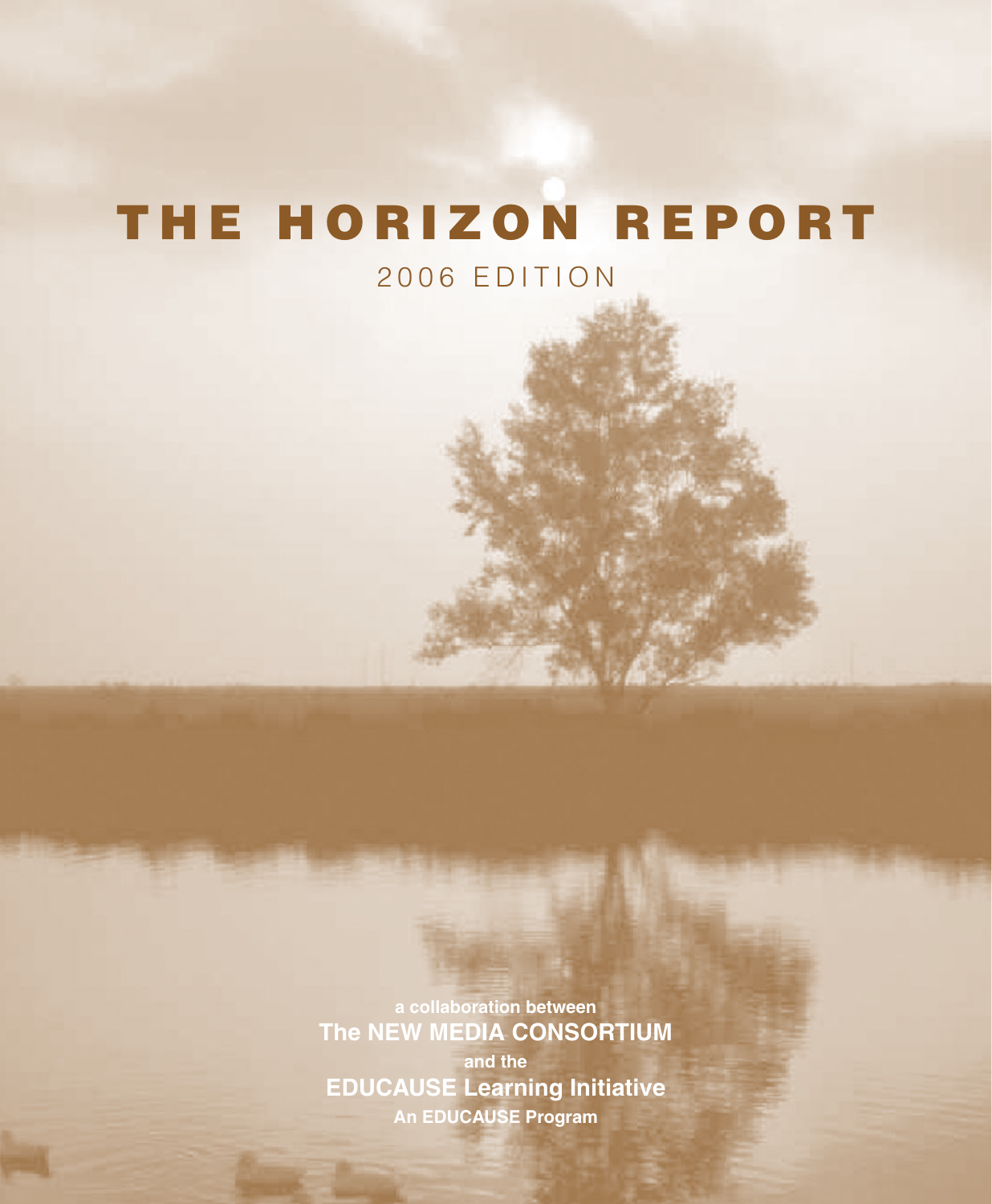# THE HORIZON REPORT

2006 EDITION

a collaboration between

**The NEW MEDIA CONSORTIUM**

and the

**EDUCAUSE Learning Initiative**

An EDUCAUSE Program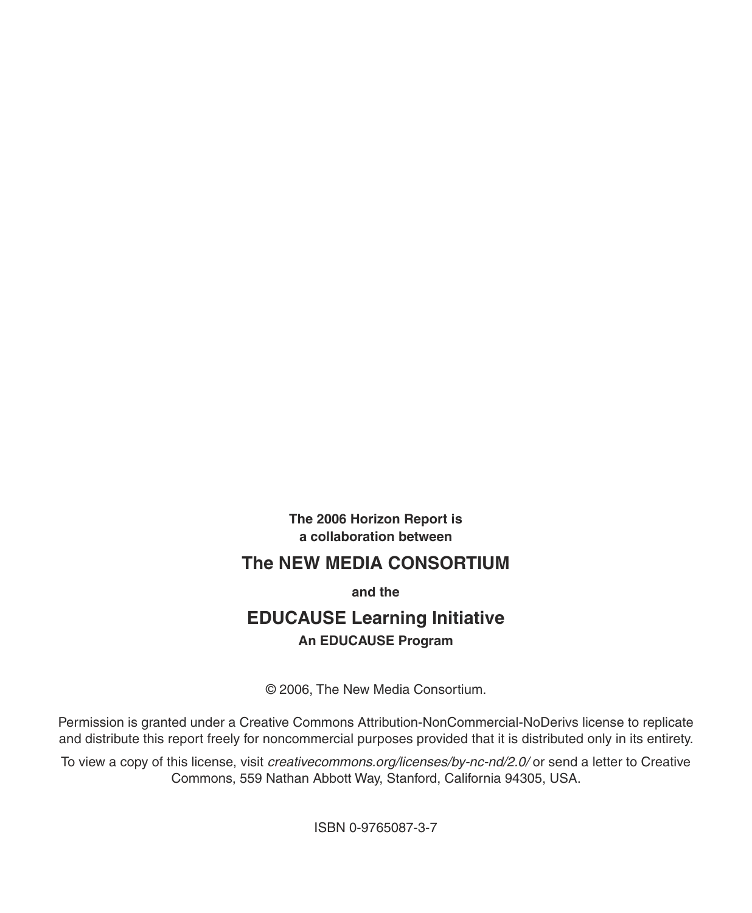**The 2006 Horizon Report is a collaboration between**

## The NEW MEDIA CONSORTIUM

**and the**

## EDUCAUSE Learning Initiative

**An EDUCAUSE Program**

© 2006, The New Media Consortium.

Permission is granted under a Creative Commons Attribution-NonCommercial-NoDerivs license to replicate and distribute this report freely for noncommercial purposes provided that it is distributed only in its entirety.

To view a copy of this license, visit *creativecommons.org/licenses/by-nc-nd/2.0/* or send a letter to Creative Commons, 559 Nathan Abbott Way, Stanford, California 94305, USA.

ISBN 0-9765087-3-7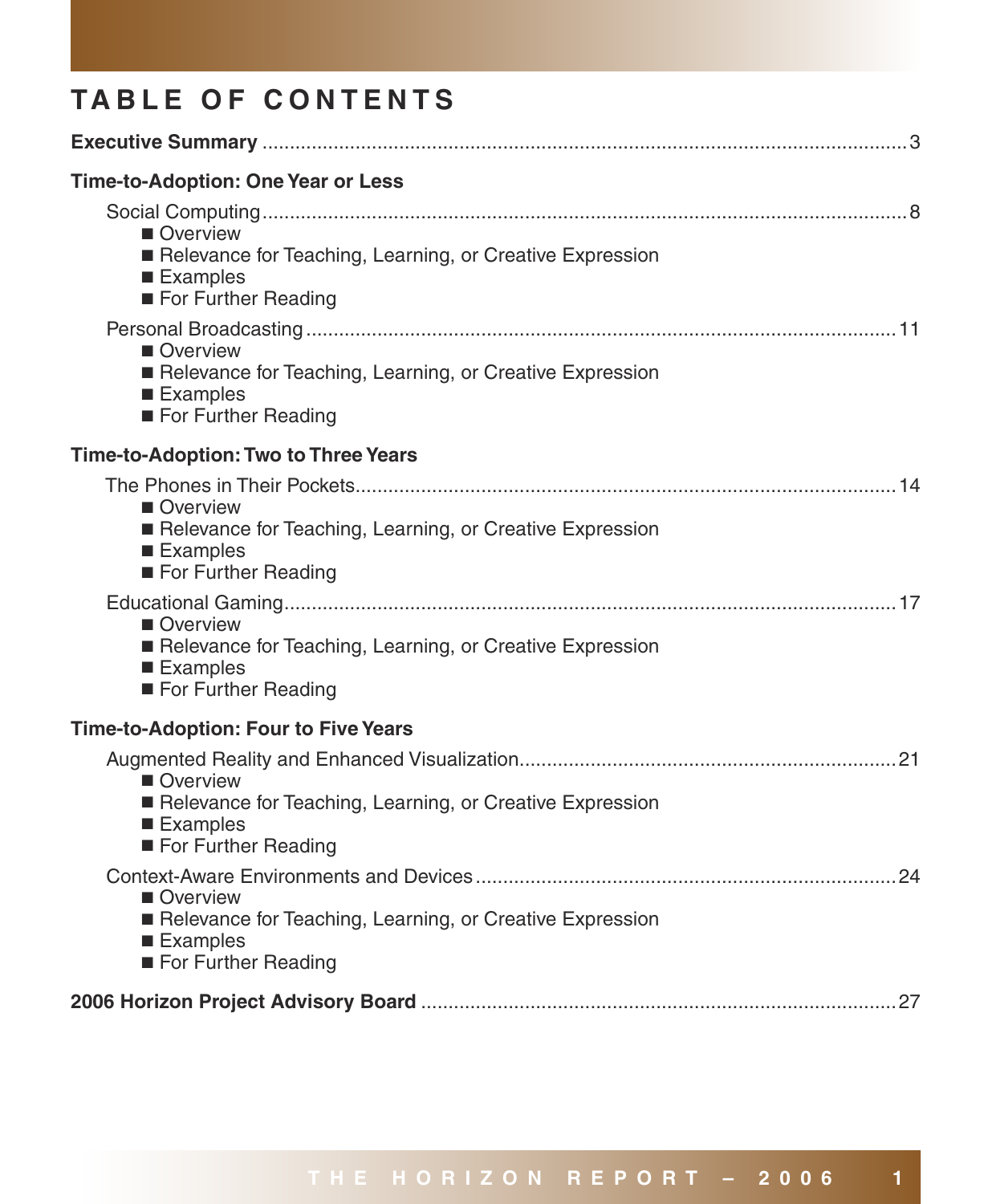# TABLE OF CONTENTS

**Executive Summary** .......... 3

**Time-to-Adoption: One Year or Less**

Social Computing .......... 8
- Overview
- Relevance for Teaching, Learning, or Creative Expression
- Examples
- For Further Reading

Personal Broadcasting .......... 11
- Overview
- Relevance for Teaching, Learning, or Creative Expression
- Examples
- For Further Reading

**Time-to-Adoption: Two to Three Years**

The Phones in Their Pockets .......... 14
- Overview
- Relevance for Teaching, Learning, or Creative Expression
- Examples
- For Further Reading

Educational Gaming .......... 17
- Overview
- Relevance for Teaching, Learning, or Creative Expression
- Examples
- For Further Reading

**Time-to-Adoption: Four to Five Years**

Augmented Reality and Enhanced Visualization .......... 21
- Overview
- Relevance for Teaching, Learning, or Creative Expression
- Examples
- For Further Reading

Context-Aware Environments and Devices .......... 24
- Overview
- Relevance for Teaching, Learning, or Creative Expression
- Examples
- For Further Reading

**2006 Horizon Project Advisory Board** .......... 27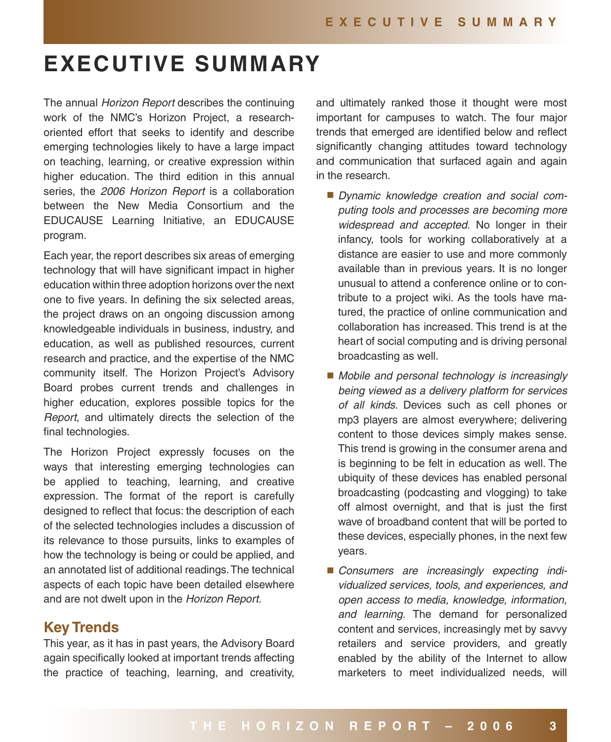# EXECUTIVE SUMMARY

The annual *Horizon Report* describes the continuing work of the NMC's Horizon Project, a research-oriented effort that seeks to identify and describe emerging technologies likely to have a large impact on teaching, learning, or creative expression within higher education. The third edition in this annual series, the *2006 Horizon Report* is a collaboration between the New Media Consortium and the EDUCAUSE Learning Initiative, an EDUCAUSE program.

Each year, the report describes six areas of emerging technology that will have significant impact in higher education within three adoption horizons over the next one to five years. In defining the six selected areas, the project draws on an ongoing discussion among knowledgeable individuals in business, industry, and education, as well as published resources, current research and practice, and the expertise of the NMC community itself. The Horizon Project's Advisory Board probes current trends and challenges in higher education, explores possible topics for the *Report*, and ultimately directs the selection of the final technologies.

The Horizon Project expressly focuses on the ways that interesting emerging technologies can be applied to teaching, learning, and creative expression. The format of the report is carefully designed to reflect that focus: the description of each of the selected technologies includes a discussion of its relevance to those pursuits, links to examples of how the technology is being or could be applied, and an annotated list of additional readings. The technical aspects of each topic have been detailed elsewhere and are not dwelt upon in the *Horizon Report.*

## Key Trends

This year, as it has in past years, the Advisory Board again specifically looked at important trends affecting the practice of teaching, learning, and creativity, and ultimately ranked those it thought were most important for campuses to watch. The four major trends that emerged are identified below and reflect significantly changing attitudes toward technology and communication that surfaced again and again in the research.

- *Dynamic knowledge creation and social computing tools and processes are becoming more widespread and accepted.* No longer in their infancy, tools for working collaboratively at a distance are easier to use and more commonly available than in previous years. It is no longer unusual to attend a conference online or to contribute to a project wiki. As the tools have matured, the practice of online communication and collaboration has increased. This trend is at the heart of social computing and is driving personal broadcasting as well.
- *Mobile and personal technology is increasingly being viewed as a delivery platform for services of all kinds.* Devices such as cell phones or mp3 players are almost everywhere; delivering content to those devices simply makes sense. This trend is growing in the consumer arena and is beginning to be felt in education as well. The ubiquity of these devices has enabled personal broadcasting (podcasting and vlogging) to take off almost overnight, and that is just the first wave of broadband content that will be ported to these devices, especially phones, in the next few years.
- *Consumers are increasingly expecting individualized services, tools, and experiences, and open access to media, knowledge, information, and learning.* The demand for personalized content and services, increasingly met by savvy retailers and service providers, and greatly enabled by the ability of the Internet to allow marketers to meet individualized needs, will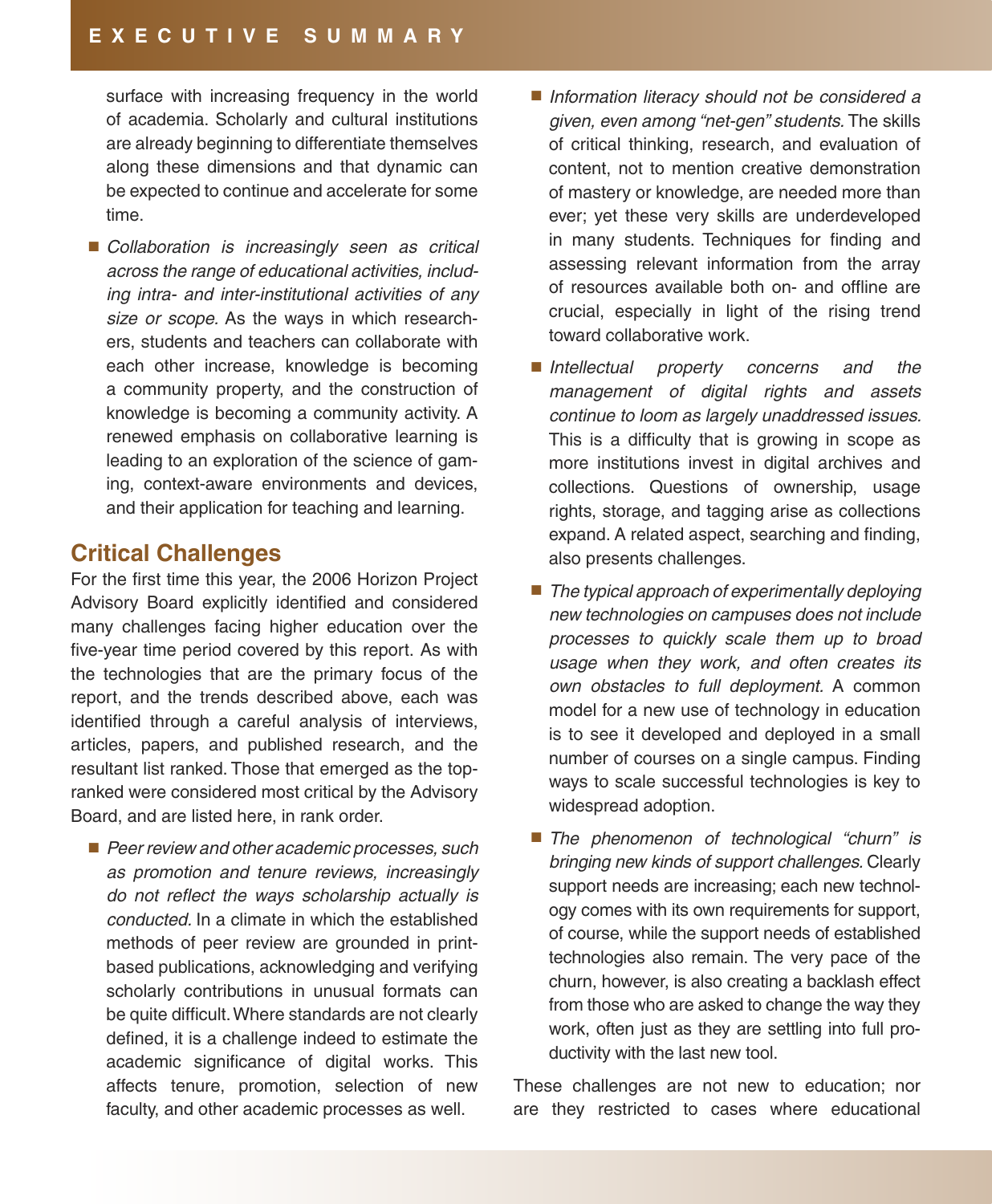surface with increasing frequency in the world of academia. Scholarly and cultural institutions are already beginning to differentiate themselves along these dimensions and that dynamic can be expected to continue and accelerate for some time.

- *Collaboration is increasingly seen as critical across the range of educational activities, including intra- and inter-institutional activities of any size or scope.* As the ways in which researchers, students and teachers can collaborate with each other increase, knowledge is becoming a community property, and the construction of knowledge is becoming a community activity. A renewed emphasis on collaborative learning is leading to an exploration of the science of gaming, context-aware environments and devices, and their application for teaching and learning.

## Critical Challenges

For the first time this year, the 2006 Horizon Project Advisory Board explicitly identified and considered many challenges facing higher education over the five-year time period covered by this report. As with the technologies that are the primary focus of the report, and the trends described above, each was identified through a careful analysis of interviews, articles, papers, and published research, and the resultant list ranked. Those that emerged as the top-ranked were considered most critical by the Advisory Board, and are listed here, in rank order.

- *Peer review and other academic processes, such as promotion and tenure reviews, increasingly do not reflect the ways scholarship actually is conducted.* In a climate in which the established methods of peer review are grounded in print-based publications, acknowledging and verifying scholarly contributions in unusual formats can be quite difficult. Where standards are not clearly defined, it is a challenge indeed to estimate the academic significance of digital works. This affects tenure, promotion, selection of new faculty, and other academic processes as well.

- *Information literacy should not be considered a given, even among "net-gen" students.* The skills of critical thinking, research, and evaluation of content, not to mention creative demonstration of mastery or knowledge, are needed more than ever; yet these very skills are underdeveloped in many students. Techniques for finding and assessing relevant information from the array of resources available both on- and offline are crucial, especially in light of the rising trend toward collaborative work.

- *Intellectual property concerns and the management of digital rights and assets continue to loom as largely unaddressed issues.* This is a difficulty that is growing in scope as more institutions invest in digital archives and collections. Questions of ownership, usage rights, storage, and tagging arise as collections expand. A related aspect, searching and finding, also presents challenges.

- *The typical approach of experimentally deploying new technologies on campuses does not include processes to quickly scale them up to broad usage when they work, and often creates its own obstacles to full deployment.* A common model for a new use of technology in education is to see it developed and deployed in a small number of courses on a single campus. Finding ways to scale successful technologies is key to widespread adoption.

- *The phenomenon of technological "churn" is bringing new kinds of support challenges.* Clearly support needs are increasing; each new technology comes with its own requirements for support, of course, while the support needs of established technologies also remain. The very pace of the churn, however, is also creating a backlash effect from those who are asked to change the way they work, often just as they are settling into full productivity with the last new tool.

These challenges are not new to education; nor are they restricted to cases where educational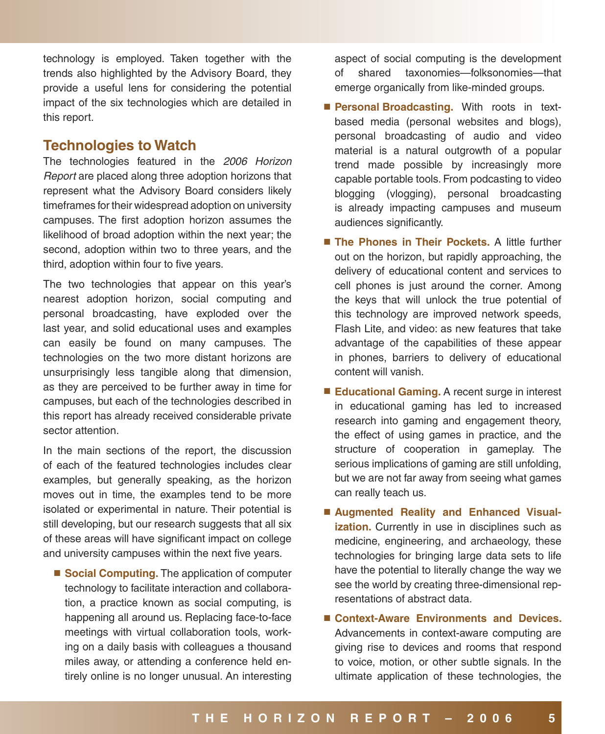technology is employed. Taken together with the trends also highlighted by the Advisory Board, they provide a useful lens for considering the potential impact of the six technologies which are detailed in this report.

## Technologies to Watch

The technologies featured in the *2006 Horizon Report* are placed along three adoption horizons that represent what the Advisory Board considers likely timeframes for their widespread adoption on university campuses. The first adoption horizon assumes the likelihood of broad adoption within the next year; the second, adoption within two to three years, and the third, adoption within four to five years.

The two technologies that appear on this year's nearest adoption horizon, social computing and personal broadcasting, have exploded over the last year, and solid educational uses and examples can easily be found on many campuses. The technologies on the two more distant horizons are unsurprisingly less tangible along that dimension, as they are perceived to be further away in time for campuses, but each of the technologies described in this report has already received considerable private sector attention.

In the main sections of the report, the discussion of each of the featured technologies includes clear examples, but generally speaking, as the horizon moves out in time, the examples tend to be more isolated or experimental in nature. Their potential is still developing, but our research suggests that all six of these areas will have significant impact on college and university campuses within the next five years.

- **Social Computing.** The application of computer technology to facilitate interaction and collaboration, a practice known as social computing, is happening all around us. Replacing face-to-face meetings with virtual collaboration tools, working on a daily basis with colleagues a thousand miles away, or attending a conference held entirely online is no longer unusual. An interesting aspect of social computing is the development of shared taxonomies—folksonomies—that emerge organically from like-minded groups.
- **Personal Broadcasting.** With roots in text-based media (personal websites and blogs), personal broadcasting of audio and video material is a natural outgrowth of a popular trend made possible by increasingly more capable portable tools. From podcasting to video blogging (vlogging), personal broadcasting is already impacting campuses and museum audiences significantly.
- **The Phones in Their Pockets.** A little further out on the horizon, but rapidly approaching, the delivery of educational content and services to cell phones is just around the corner. Among the keys that will unlock the true potential of this technology are improved network speeds, Flash Lite, and video: as new features that take advantage of the capabilities of these appear in phones, barriers to delivery of educational content will vanish.
- **Educational Gaming.** A recent surge in interest in educational gaming has led to increased research into gaming and engagement theory, the effect of using games in practice, and the structure of cooperation in gameplay. The serious implications of gaming are still unfolding, but we are not far away from seeing what games can really teach us.
- **Augmented Reality and Enhanced Visualization.** Currently in use in disciplines such as medicine, engineering, and archaeology, these technologies for bringing large data sets to life have the potential to literally change the way we see the world by creating three-dimensional representations of abstract data.
- **Context-Aware Environments and Devices.** Advancements in context-aware computing are giving rise to devices and rooms that respond to voice, motion, or other subtle signals. In the ultimate application of these technologies, the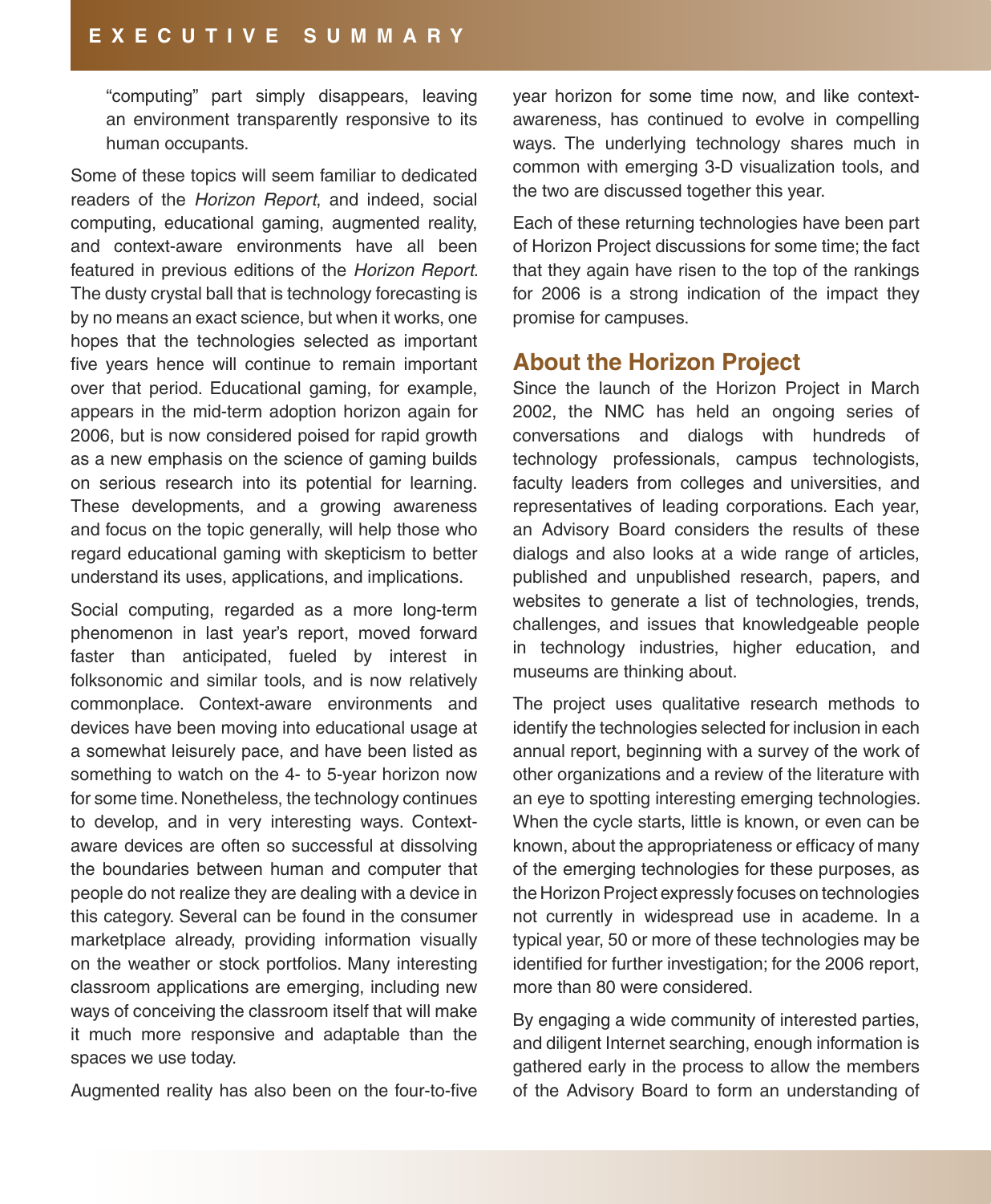"computing" part simply disappears, leaving an environment transparently responsive to its human occupants.

Some of these topics will seem familiar to dedicated readers of the *Horizon Report*, and indeed, social computing, educational gaming, augmented reality, and context-aware environments have all been featured in previous editions of the *Horizon Report*. The dusty crystal ball that is technology forecasting is by no means an exact science, but when it works, one hopes that the technologies selected as important five years hence will continue to remain important over that period. Educational gaming, for example, appears in the mid-term adoption horizon again for 2006, but is now considered poised for rapid growth as a new emphasis on the science of gaming builds on serious research into its potential for learning. These developments, and a growing awareness and focus on the topic generally, will help those who regard educational gaming with skepticism to better understand its uses, applications, and implications.

Social computing, regarded as a more long-term phenomenon in last year's report, moved forward faster than anticipated, fueled by interest in folksonomic and similar tools, and is now relatively commonplace. Context-aware environments and devices have been moving into educational usage at a somewhat leisurely pace, and have been listed as something to watch on the 4- to 5-year horizon now for some time. Nonetheless, the technology continues to develop, and in very interesting ways. Context-aware devices are often so successful at dissolving the boundaries between human and computer that people do not realize they are dealing with a device in this category. Several can be found in the consumer marketplace already, providing information visually on the weather or stock portfolios. Many interesting classroom applications are emerging, including new ways of conceiving the classroom itself that will make it much more responsive and adaptable than the spaces we use today.

Augmented reality has also been on the four-to-five year horizon for some time now, and like context-awareness, has continued to evolve in compelling ways. The underlying technology shares much in common with emerging 3-D visualization tools, and the two are discussed together this year.

Each of these returning technologies have been part of Horizon Project discussions for some time; the fact that they again have risen to the top of the rankings for 2006 is a strong indication of the impact they promise for campuses.

## About the Horizon Project

Since the launch of the Horizon Project in March 2002, the NMC has held an ongoing series of conversations and dialogs with hundreds of technology professionals, campus technologists, faculty leaders from colleges and universities, and representatives of leading corporations. Each year, an Advisory Board considers the results of these dialogs and also looks at a wide range of articles, published and unpublished research, papers, and websites to generate a list of technologies, trends, challenges, and issues that knowledgeable people in technology industries, higher education, and museums are thinking about.

The project uses qualitative research methods to identify the technologies selected for inclusion in each annual report, beginning with a survey of the work of other organizations and a review of the literature with an eye to spotting interesting emerging technologies. When the cycle starts, little is known, or even can be known, about the appropriateness or efficacy of many of the emerging technologies for these purposes, as the Horizon Project expressly focuses on technologies not currently in widespread use in academe. In a typical year, 50 or more of these technologies may be identified for further investigation; for the 2006 report, more than 80 were considered.

By engaging a wide community of interested parties, and diligent Internet searching, enough information is gathered early in the process to allow the members of the Advisory Board to form an understanding of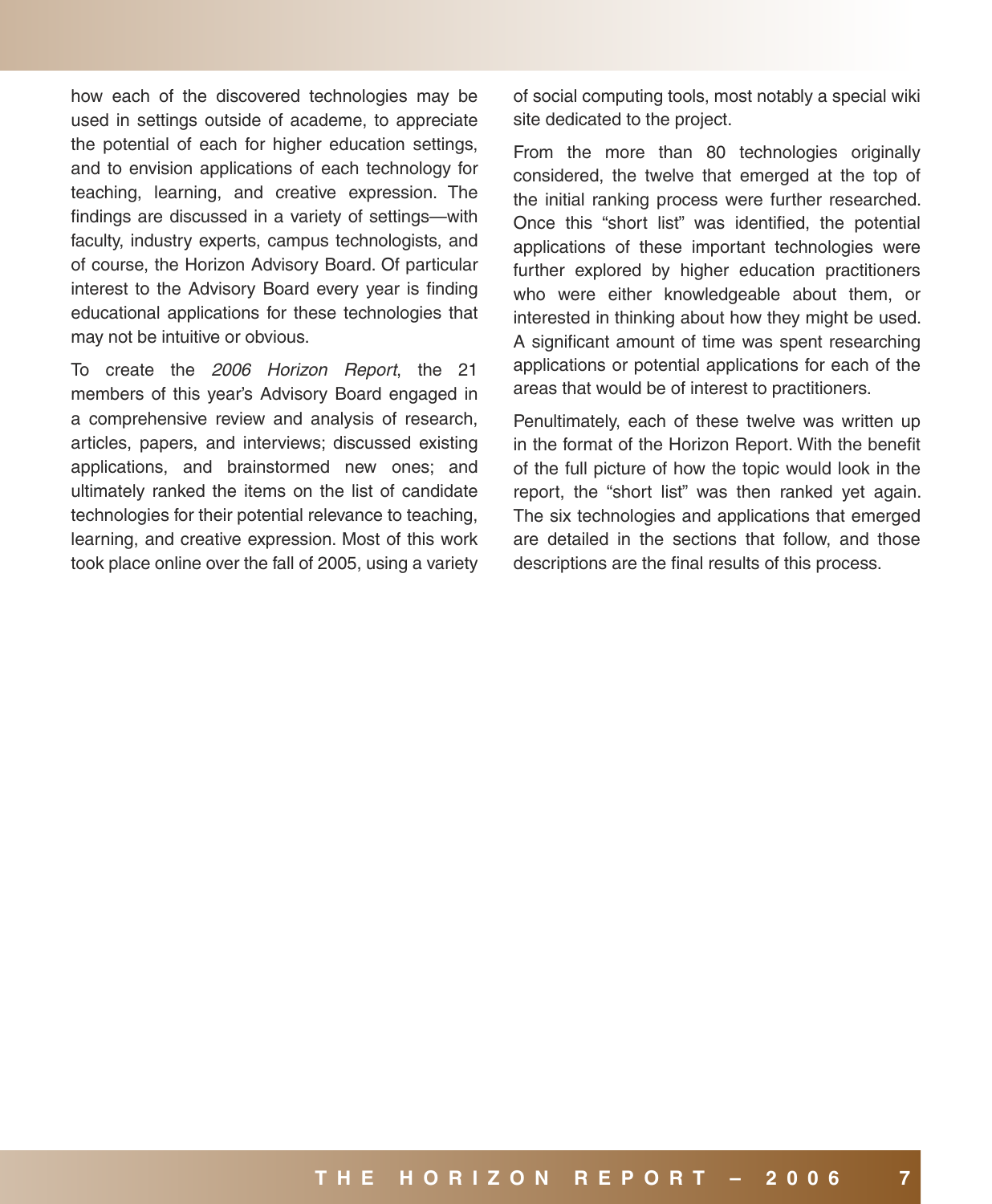how each of the discovered technologies may be used in settings outside of academe, to appreciate the potential of each for higher education settings, and to envision applications of each technology for teaching, learning, and creative expression. The findings are discussed in a variety of settings—with faculty, industry experts, campus technologists, and of course, the Horizon Advisory Board. Of particular interest to the Advisory Board every year is finding educational applications for these technologies that may not be intuitive or obvious.

To create the *2006 Horizon Report*, the 21 members of this year's Advisory Board engaged in a comprehensive review and analysis of research, articles, papers, and interviews; discussed existing applications, and brainstormed new ones; and ultimately ranked the items on the list of candidate technologies for their potential relevance to teaching, learning, and creative expression. Most of this work took place online over the fall of 2005, using a variety of social computing tools, most notably a special wiki site dedicated to the project.

From the more than 80 technologies originally considered, the twelve that emerged at the top of the initial ranking process were further researched. Once this "short list" was identified, the potential applications of these important technologies were further explored by higher education practitioners who were either knowledgeable about them, or interested in thinking about how they might be used. A significant amount of time was spent researching applications or potential applications for each of the areas that would be of interest to practitioners.

Penultimately, each of these twelve was written up in the format of the Horizon Report. With the benefit of the full picture of how the topic would look in the report, the "short list" was then ranked yet again. The six technologies and applications that emerged are detailed in the sections that follow, and those descriptions are the final results of this process.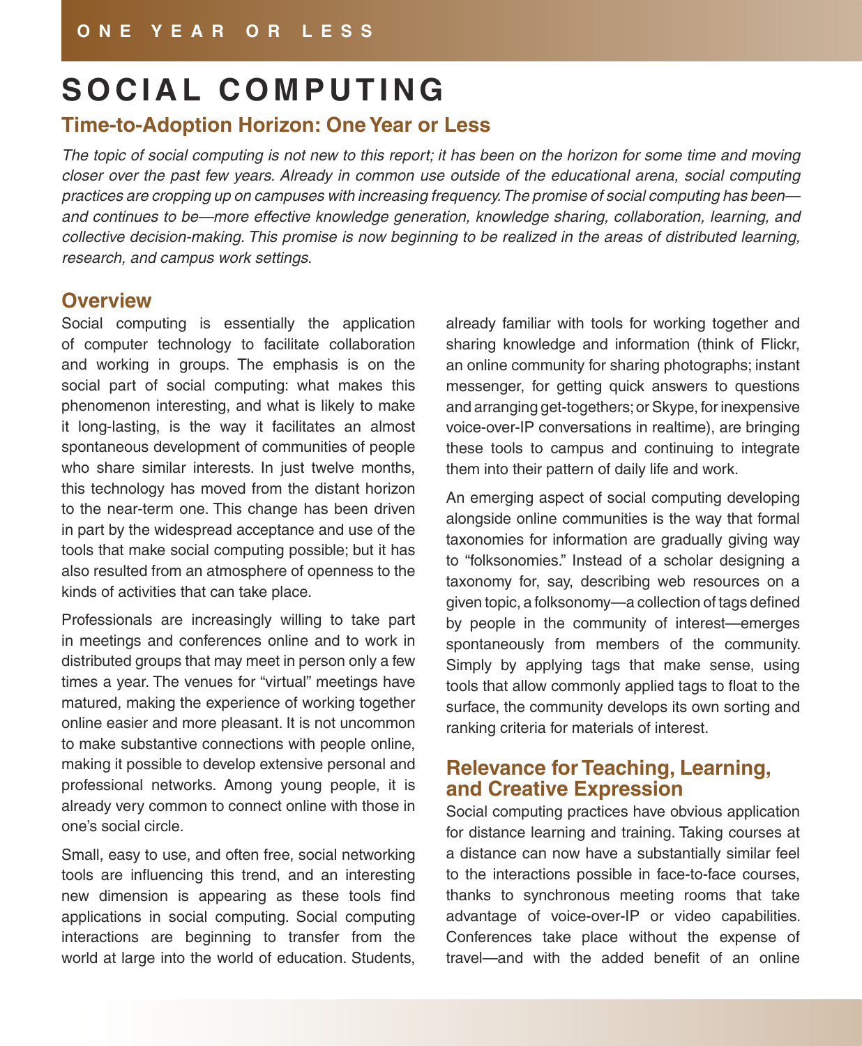# SOCIAL COMPUTING

## Time-to-Adoption Horizon: One Year or Less

*The topic of social computing is not new to this report; it has been on the horizon for some time and moving closer over the past few years. Already in common use outside of the educational arena, social computing practices are cropping up on campuses with increasing frequency. The promise of social computing has been—and continues to be—more effective knowledge generation, knowledge sharing, collaboration, learning, and collective decision-making. This promise is now beginning to be realized in the areas of distributed learning, research, and campus work settings.*

### Overview

Social computing is essentially the application of computer technology to facilitate collaboration and working in groups. The emphasis is on the social part of social computing: what makes this phenomenon interesting, and what is likely to make it long-lasting, is the way it facilitates an almost spontaneous development of communities of people who share similar interests. In just twelve months, this technology has moved from the distant horizon to the near-term one. This change has been driven in part by the widespread acceptance and use of the tools that make social computing possible; but it has also resulted from an atmosphere of openness to the kinds of activities that can take place.

Professionals are increasingly willing to take part in meetings and conferences online and to work in distributed groups that may meet in person only a few times a year. The venues for "virtual" meetings have matured, making the experience of working together online easier and more pleasant. It is not uncommon to make substantive connections with people online, making it possible to develop extensive personal and professional networks. Among young people, it is already very common to connect online with those in one's social circle.

Small, easy to use, and often free, social networking tools are influencing this trend, and an interesting new dimension is appearing as these tools find applications in social computing. Social computing interactions are beginning to transfer from the world at large into the world of education. Students, already familiar with tools for working together and sharing knowledge and information (think of Flickr, an online community for sharing photographs; instant messenger, for getting quick answers to questions and arranging get-togethers; or Skype, for inexpensive voice-over-IP conversations in realtime), are bringing these tools to campus and continuing to integrate them into their pattern of daily life and work.

An emerging aspect of social computing developing alongside online communities is the way that formal taxonomies for information are gradually giving way to "folksonomies." Instead of a scholar designing a taxonomy for, say, describing web resources on a given topic, a folksonomy—a collection of tags defined by people in the community of interest—emerges spontaneously from members of the community. Simply by applying tags that make sense, using tools that allow commonly applied tags to float to the surface, the community develops its own sorting and ranking criteria for materials of interest.

### Relevance for Teaching, Learning, and Creative Expression

Social computing practices have obvious application for distance learning and training. Taking courses at a distance can now have a substantially similar feel to the interactions possible in face-to-face courses, thanks to synchronous meeting rooms that take advantage of voice-over-IP or video capabilities. Conferences take place without the expense of travel—and with the added benefit of an online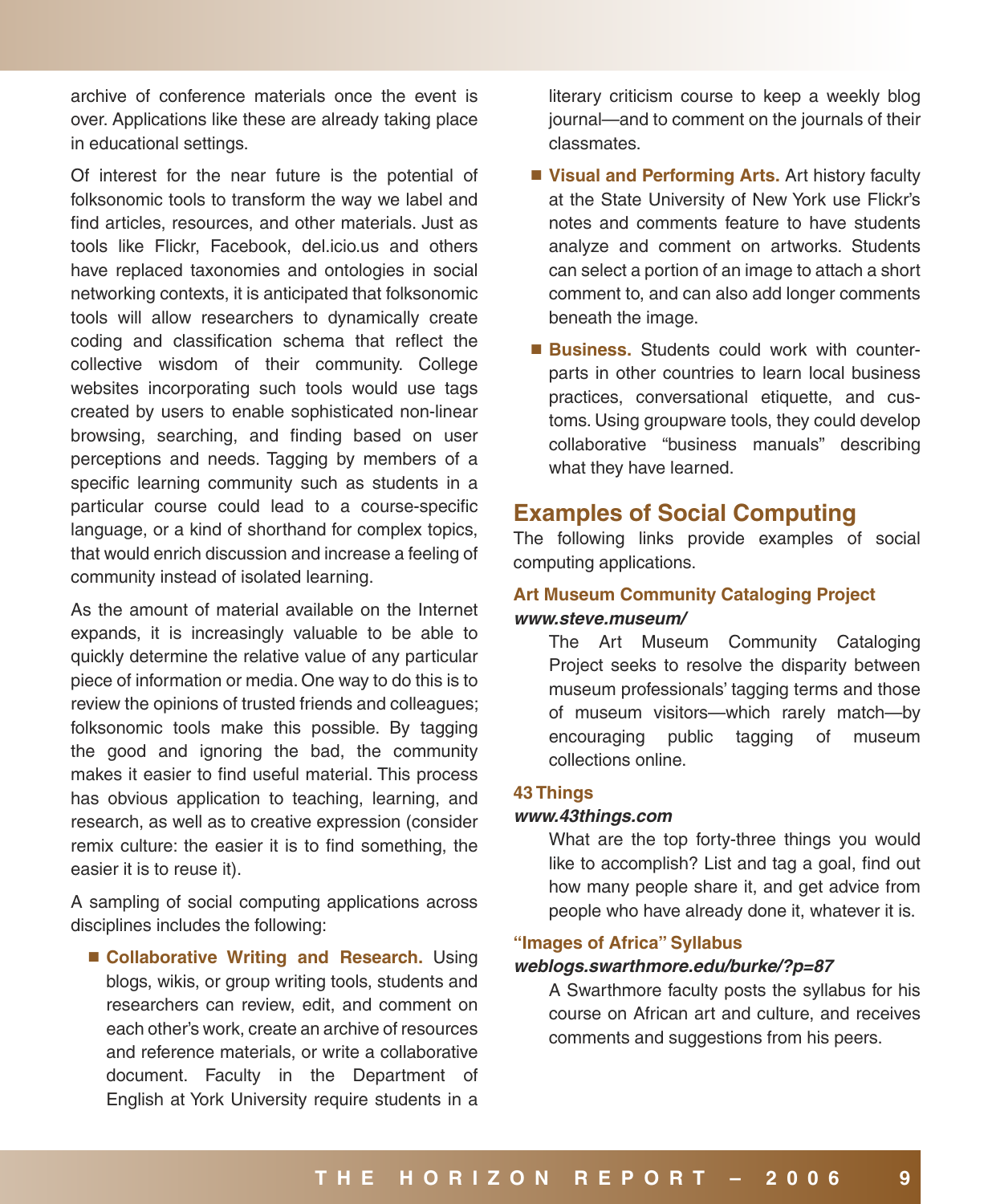archive of conference materials once the event is over. Applications like these are already taking place in educational settings.

Of interest for the near future is the potential of folksonomic tools to transform the way we label and find articles, resources, and other materials. Just as tools like Flickr, Facebook, del.icio.us and others have replaced taxonomies and ontologies in social networking contexts, it is anticipated that folksonomic tools will allow researchers to dynamically create coding and classification schema that reflect the collective wisdom of their community. College websites incorporating such tools would use tags created by users to enable sophisticated non-linear browsing, searching, and finding based on user perceptions and needs. Tagging by members of a specific learning community such as students in a particular course could lead to a course-specific language, or a kind of shorthand for complex topics, that would enrich discussion and increase a feeling of community instead of isolated learning.

As the amount of material available on the Internet expands, it is increasingly valuable to be able to quickly determine the relative value of any particular piece of information or media. One way to do this is to review the opinions of trusted friends and colleagues; folksonomic tools make this possible. By tagging the good and ignoring the bad, the community makes it easier to find useful material. This process has obvious application to teaching, learning, and research, as well as to creative expression (consider remix culture: the easier it is to find something, the easier it is to reuse it).

A sampling of social computing applications across disciplines includes the following:

- **Collaborative Writing and Research.** Using blogs, wikis, or group writing tools, students and researchers can review, edit, and comment on each other's work, create an archive of resources and reference materials, or write a collaborative document. Faculty in the Department of English at York University require students in a literary criticism course to keep a weekly blog journal—and to comment on the journals of their classmates.
- **Visual and Performing Arts.** Art history faculty at the State University of New York use Flickr's notes and comments feature to have students analyze and comment on artworks. Students can select a portion of an image to attach a short comment to, and can also add longer comments beneath the image.
- **Business.** Students could work with counterparts in other countries to learn local business practices, conversational etiquette, and customs. Using groupware tools, they could develop collaborative "business manuals" describing what they have learned.

## Examples of Social Computing

The following links provide examples of social computing applications.

### Art Museum Community Cataloging Project
***www.steve.museum/***

The Art Museum Community Cataloging Project seeks to resolve the disparity between museum professionals' tagging terms and those of museum visitors—which rarely match—by encouraging public tagging of museum collections online.

### 43 Things
***www.43things.com***

What are the top forty-three things you would like to accomplish? List and tag a goal, find out how many people share it, and get advice from people who have already done it, whatever it is.

### "Images of Africa" Syllabus
***weblogs.swarthmore.edu/burke/?p=87***

A Swarthmore faculty posts the syllabus for his course on African art and culture, and receives comments and suggestions from his peers.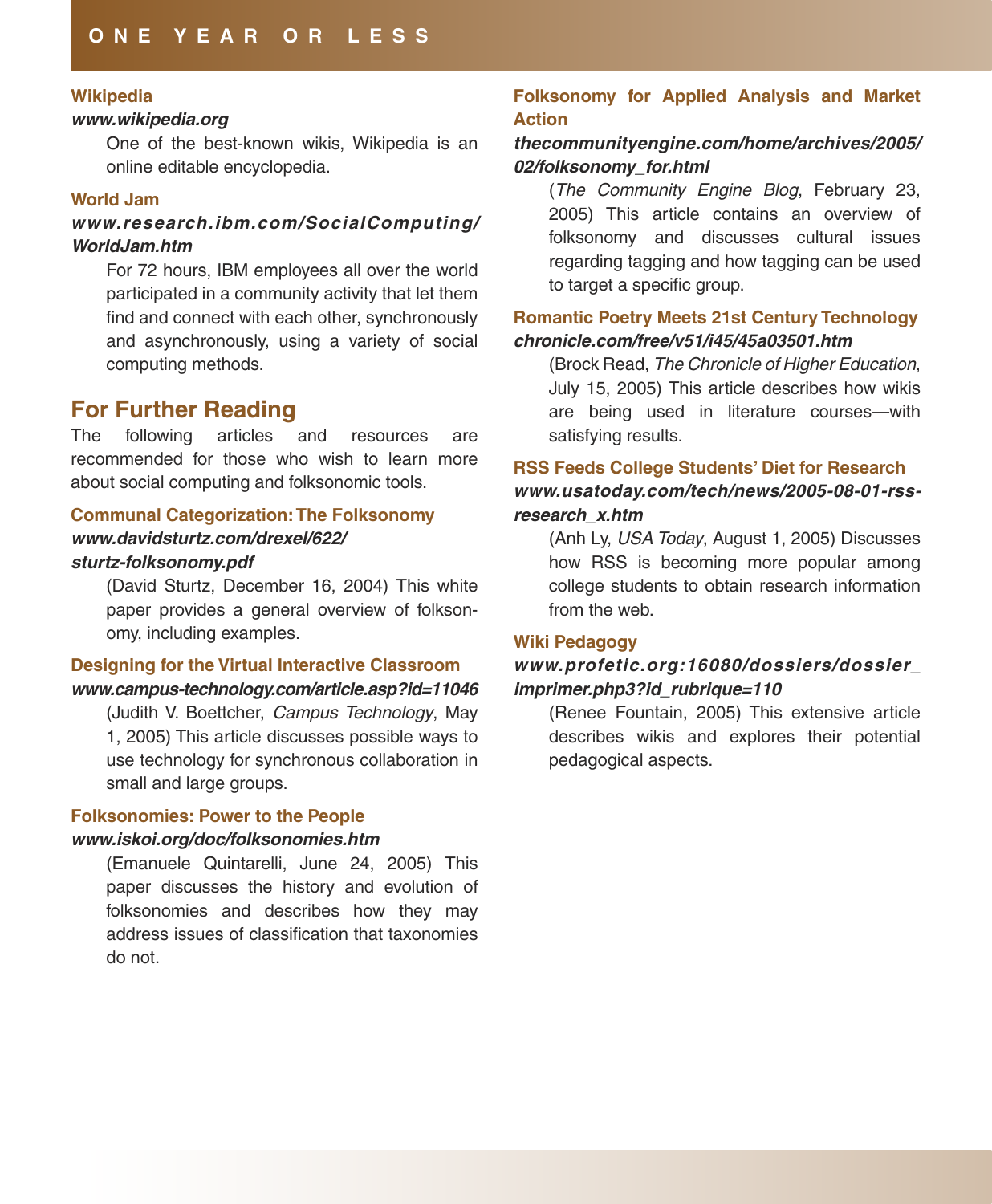### Wikipedia

***www.wikipedia.org***

One of the best-known wikis, Wikipedia is an online editable encyclopedia.

### World Jam

***www.research.ibm.com/SocialComputing/WorldJam.htm***

For 72 hours, IBM employees all over the world participated in a community activity that let them find and connect with each other, synchronously and asynchronously, using a variety of social computing methods.

## For Further Reading

The following articles and resources are recommended for those who wish to learn more about social computing and folksonomic tools.

### Communal Categorization: The Folksonomy

***www.davidsturtz.com/drexel/622/sturtz-folksonomy.pdf***

(David Sturtz, December 16, 2004) This white paper provides a general overview of folksonomy, including examples.

### Designing for the Virtual Interactive Classroom

***www.campus-technology.com/article.asp?id=11046***

(Judith V. Boettcher, *Campus Technology*, May 1, 2005) This article discusses possible ways to use technology for synchronous collaboration in small and large groups.

### Folksonomies: Power to the People

***www.iskoi.org/doc/folksonomies.htm***

(Emanuele Quintarelli, June 24, 2005) This paper discusses the history and evolution of folksonomies and describes how they may address issues of classification that taxonomies do not.

### Folksonomy for Applied Analysis and Market Action

***thecommunityengine.com/home/archives/2005/02/folksonomy_for.html***

(*The Community Engine Blog*, February 23, 2005) This article contains an overview of folksonomy and discusses cultural issues regarding tagging and how tagging can be used to target a specific group.

### Romantic Poetry Meets 21st Century Technology

***chronicle.com/free/v51/i45/45a03501.htm***

(Brock Read, *The Chronicle of Higher Education*, July 15, 2005) This article describes how wikis are being used in literature courses—with satisfying results.

### RSS Feeds College Students' Diet for Research

***www.usatoday.com/tech/news/2005-08-01-rss-research_x.htm***

(Anh Ly, *USA Today*, August 1, 2005) Discusses how RSS is becoming more popular among college students to obtain research information from the web.

### Wiki Pedagogy

***www.profetic.org:16080/dossiers/dossier_imprimer.php3?id_rubrique=110***

(Renee Fountain, 2005) This extensive article describes wikis and explores their potential pedagogical aspects.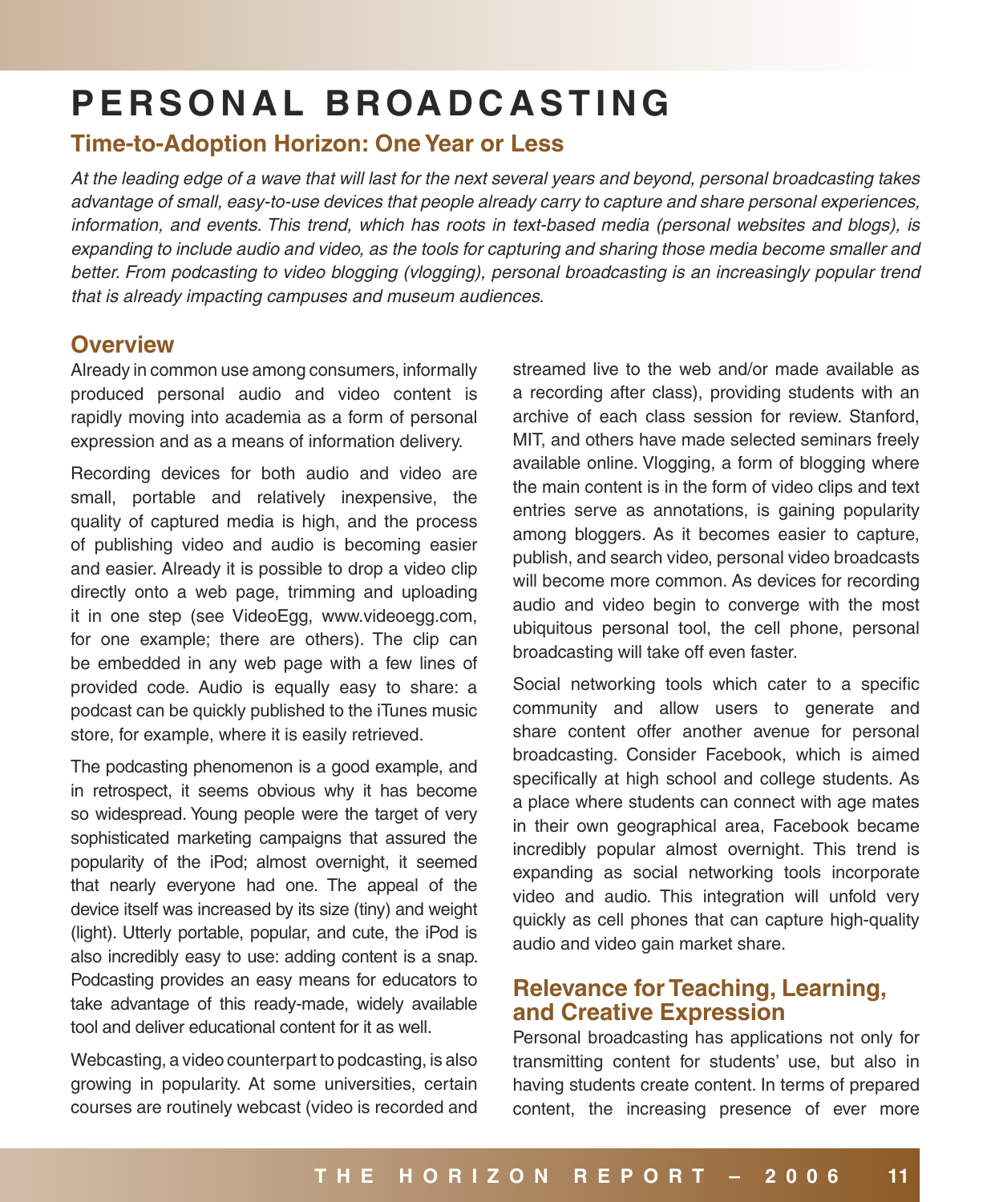# PERSONAL BROADCASTING

## Time-to-Adoption Horizon: One Year or Less

*At the leading edge of a wave that will last for the next several years and beyond, personal broadcasting takes advantage of small, easy-to-use devices that people already carry to capture and share personal experiences, information, and events. This trend, which has roots in text-based media (personal websites and blogs), is expanding to include audio and video, as the tools for capturing and sharing those media become smaller and better. From podcasting to video blogging (vlogging), personal broadcasting is an increasingly popular trend that is already impacting campuses and museum audiences.*

## Overview

Already in common use among consumers, informally produced personal audio and video content is rapidly moving into academia as a form of personal expression and as a means of information delivery.

Recording devices for both audio and video are small, portable and relatively inexpensive, the quality of captured media is high, and the process of publishing video and audio is becoming easier and easier. Already it is possible to drop a video clip directly onto a web page, trimming and uploading it in one step (see VideoEgg, www.videoegg.com, for one example; there are others). The clip can be embedded in any web page with a few lines of provided code. Audio is equally easy to share: a podcast can be quickly published to the iTunes music store, for example, where it is easily retrieved.

The podcasting phenomenon is a good example, and in retrospect, it seems obvious why it has become so widespread. Young people were the target of very sophisticated marketing campaigns that assured the popularity of the iPod; almost overnight, it seemed that nearly everyone had one. The appeal of the device itself was increased by its size (tiny) and weight (light). Utterly portable, popular, and cute, the iPod is also incredibly easy to use: adding content is a snap. Podcasting provides an easy means for educators to take advantage of this ready-made, widely available tool and deliver educational content for it as well.

Webcasting, a video counterpart to podcasting, is also growing in popularity. At some universities, certain courses are routinely webcast (video is recorded and streamed live to the web and/or made available as a recording after class), providing students with an archive of each class session for review. Stanford, MIT, and others have made selected seminars freely available online. Vlogging, a form of blogging where the main content is in the form of video clips and text entries serve as annotations, is gaining popularity among bloggers. As it becomes easier to capture, publish, and search video, personal video broadcasts will become more common. As devices for recording audio and video begin to converge with the most ubiquitous personal tool, the cell phone, personal broadcasting will take off even faster.

Social networking tools which cater to a specific community and allow users to generate and share content offer another avenue for personal broadcasting. Consider Facebook, which is aimed specifically at high school and college students. As a place where students can connect with age mates in their own geographical area, Facebook became incredibly popular almost overnight. This trend is expanding as social networking tools incorporate video and audio. This integration will unfold very quickly as cell phones that can capture high-quality audio and video gain market share.

## Relevance for Teaching, Learning, and Creative Expression

Personal broadcasting has applications not only for transmitting content for students' use, but also in having students create content. In terms of prepared content, the increasing presence of ever more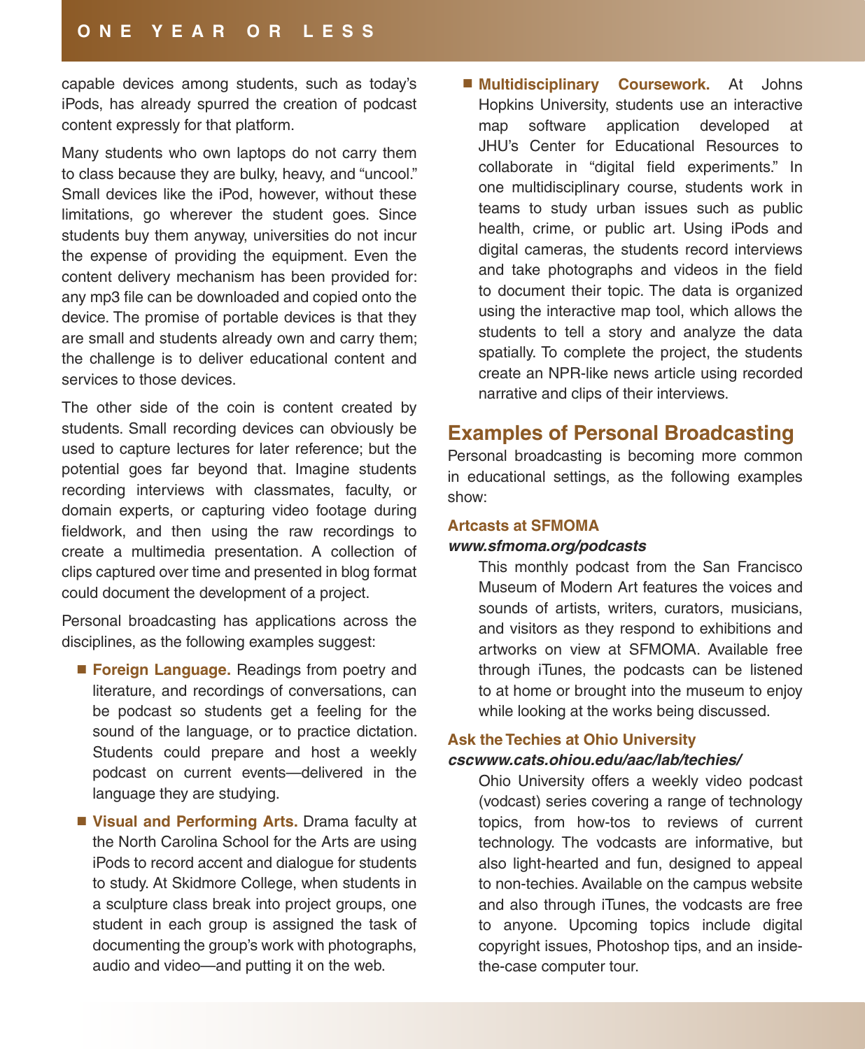capable devices among students, such as today's iPods, has already spurred the creation of podcast content expressly for that platform.

Many students who own laptops do not carry them to class because they are bulky, heavy, and "uncool." Small devices like the iPod, however, without these limitations, go wherever the student goes. Since students buy them anyway, universities do not incur the expense of providing the equipment. Even the content delivery mechanism has been provided for: any mp3 file can be downloaded and copied onto the device. The promise of portable devices is that they are small and students already own and carry them; the challenge is to deliver educational content and services to those devices.

The other side of the coin is content created by students. Small recording devices can obviously be used to capture lectures for later reference; but the potential goes far beyond that. Imagine students recording interviews with classmates, faculty, or domain experts, or capturing video footage during fieldwork, and then using the raw recordings to create a multimedia presentation. A collection of clips captured over time and presented in blog format could document the development of a project.

Personal broadcasting has applications across the disciplines, as the following examples suggest:

- **Foreign Language.** Readings from poetry and literature, and recordings of conversations, can be podcast so students get a feeling for the sound of the language, or to practice dictation. Students could prepare and host a weekly podcast on current events—delivered in the language they are studying.
- **Visual and Performing Arts.** Drama faculty at the North Carolina School for the Arts are using iPods to record accent and dialogue for students to study. At Skidmore College, when students in a sculpture class break into project groups, one student in each group is assigned the task of documenting the group's work with photographs, audio and video—and putting it on the web.
- **Multidisciplinary Coursework.** At Johns Hopkins University, students use an interactive map software application developed at JHU's Center for Educational Resources to collaborate in "digital field experiments." In one multidisciplinary course, students work in teams to study urban issues such as public health, crime, or public art. Using iPods and digital cameras, the students record interviews and take photographs and videos in the field to document their topic. The data is organized using the interactive map tool, which allows the students to tell a story and analyze the data spatially. To complete the project, the students create an NPR-like news article using recorded narrative and clips of their interviews.

## Examples of Personal Broadcasting

Personal broadcasting is becoming more common in educational settings, as the following examples show:

**Artcasts at SFMOMA**
***www.sfmoma.org/podcasts***

This monthly podcast from the San Francisco Museum of Modern Art features the voices and sounds of artists, writers, curators, musicians, and visitors as they respond to exhibitions and artworks on view at SFMOMA. Available free through iTunes, the podcasts can be listened to at home or brought into the museum to enjoy while looking at the works being discussed.

**Ask the Techies at Ohio University**
***cscwww.cats.ohiou.edu/aac/lab/techies/***

Ohio University offers a weekly video podcast (vodcast) series covering a range of technology topics, from how-tos to reviews of current technology. The vodcasts are informative, but also light-hearted and fun, designed to appeal to non-techies. Available on the campus website and also through iTunes, the vodcasts are free to anyone. Upcoming topics include digital copyright issues, Photoshop tips, and an inside-the-case computer tour.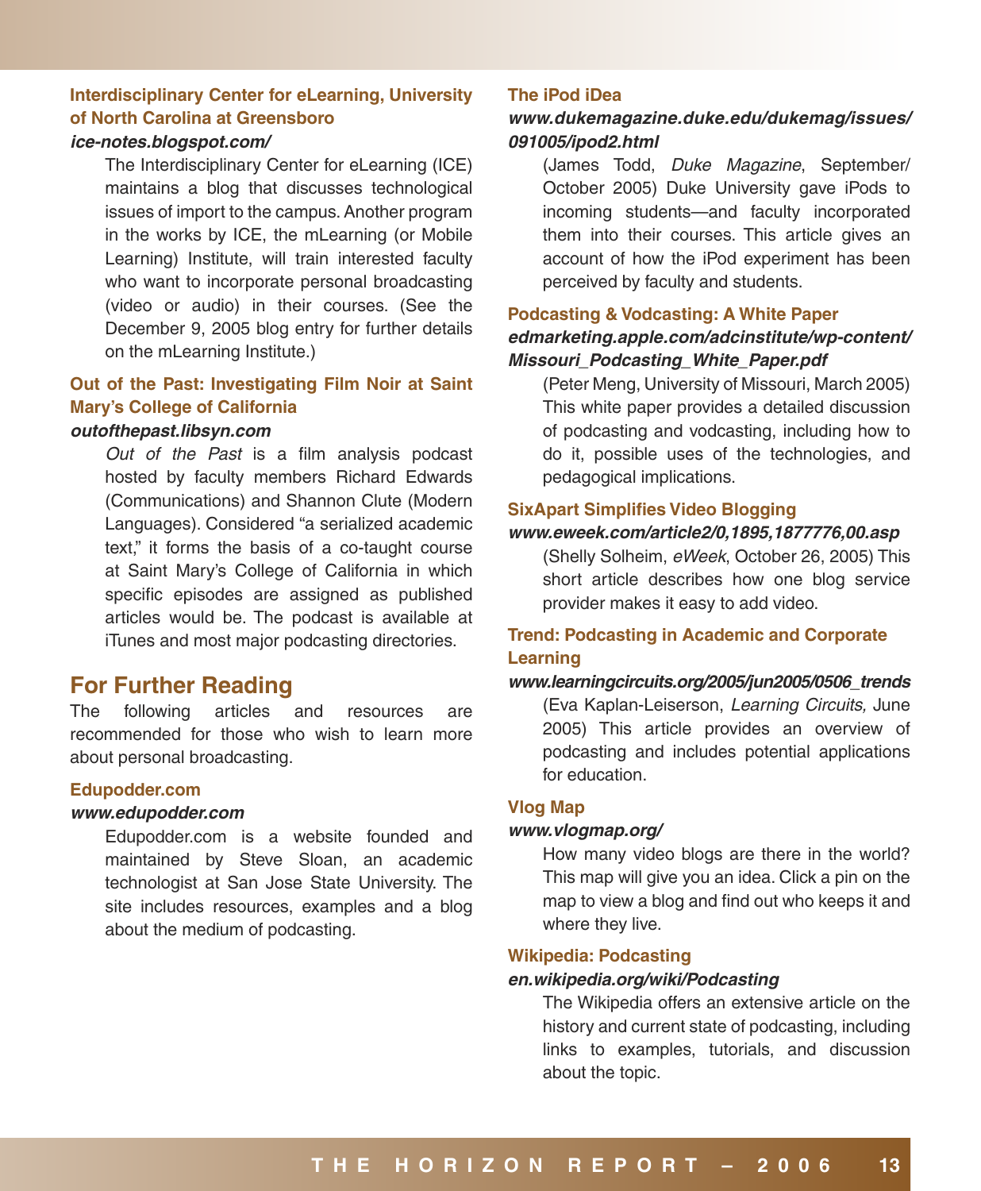**Interdisciplinary Center for eLearning, University of North Carolina at Greensboro**

***ice-notes.blogspot.com/***

The Interdisciplinary Center for eLearning (ICE) maintains a blog that discusses technological issues of import to the campus. Another program in the works by ICE, the mLearning (or Mobile Learning) Institute, will train interested faculty who want to incorporate personal broadcasting (video or audio) in their courses. (See the December 9, 2005 blog entry for further details on the mLearning Institute.)

**Out of the Past: Investigating Film Noir at Saint Mary's College of California**

***outofthepast.libsyn.com***

*Out of the Past* is a film analysis podcast hosted by faculty members Richard Edwards (Communications) and Shannon Clute (Modern Languages). Considered "a serialized academic text," it forms the basis of a co-taught course at Saint Mary's College of California in which specific episodes are assigned as published articles would be. The podcast is available at iTunes and most major podcasting directories.

## For Further Reading

The following articles and resources are recommended for those who wish to learn more about personal broadcasting.

**Edupodder.com**

***www.edupodder.com***

Edupodder.com is a website founded and maintained by Steve Sloan, an academic technologist at San Jose State University. The site includes resources, examples and a blog about the medium of podcasting.

**The iPod iDea**

***www.dukemagazine.duke.edu/dukemag/issues/091005/ipod2.html***

(James Todd, *Duke Magazine*, September/October 2005) Duke University gave iPods to incoming students—and faculty incorporated them into their courses. This article gives an account of how the iPod experiment has been perceived by faculty and students.

**Podcasting & Vodcasting: A White Paper**

***edmarketing.apple.com/adcinstitute/wp-content/Missouri_Podcasting_White_Paper.pdf***

(Peter Meng, University of Missouri, March 2005) This white paper provides a detailed discussion of podcasting and vodcasting, including how to do it, possible uses of the technologies, and pedagogical implications.

**SixApart Simplifies Video Blogging**

***www.eweek.com/article2/0,1895,1877776,00.asp***

(Shelly Solheim, *eWeek*, October 26, 2005) This short article describes how one blog service provider makes it easy to add video.

**Trend: Podcasting in Academic and Corporate Learning**

***www.learningcircuits.org/2005/jun2005/0506_trends***

(Eva Kaplan-Leiserson, *Learning Circuits,* June 2005) This article provides an overview of podcasting and includes potential applications for education.

**Vlog Map**

***www.vlogmap.org/***

How many video blogs are there in the world? This map will give you an idea. Click a pin on the map to view a blog and find out who keeps it and where they live.

**Wikipedia: Podcasting**

***en.wikipedia.org/wiki/Podcasting***

The Wikipedia offers an extensive article on the history and current state of podcasting, including links to examples, tutorials, and discussion about the topic.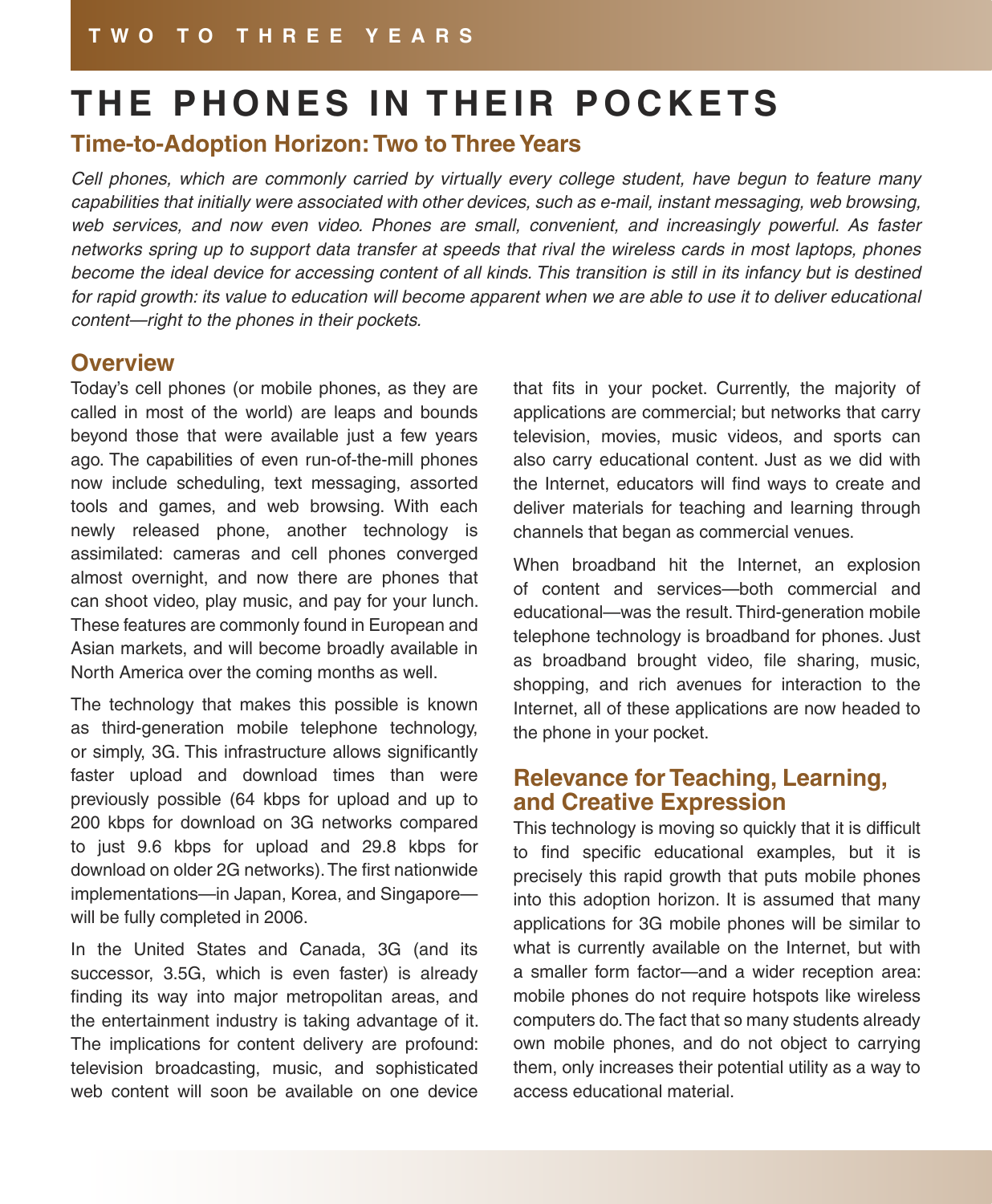# THE PHONES IN THEIR POCKETS

## Time-to-Adoption Horizon: Two to Three Years

*Cell phones, which are commonly carried by virtually every college student, have begun to feature many capabilities that initially were associated with other devices, such as e-mail, instant messaging, web browsing, web services, and now even video. Phones are small, convenient, and increasingly powerful. As faster networks spring up to support data transfer at speeds that rival the wireless cards in most laptops, phones become the ideal device for accessing content of all kinds. This transition is still in its infancy but is destined for rapid growth: its value to education will become apparent when we are able to use it to deliver educational content—right to the phones in their pockets.*

## Overview

Today's cell phones (or mobile phones, as they are called in most of the world) are leaps and bounds beyond those that were available just a few years ago. The capabilities of even run-of-the-mill phones now include scheduling, text messaging, assorted tools and games, and web browsing. With each newly released phone, another technology is assimilated: cameras and cell phones converged almost overnight, and now there are phones that can shoot video, play music, and pay for your lunch. These features are commonly found in European and Asian markets, and will become broadly available in North America over the coming months as well.

The technology that makes this possible is known as third-generation mobile telephone technology, or simply, 3G. This infrastructure allows significantly faster upload and download times than were previously possible (64 kbps for upload and up to 200 kbps for download on 3G networks compared to just 9.6 kbps for upload and 29.8 kbps for download on older 2G networks). The first nationwide implementations—in Japan, Korea, and Singapore—will be fully completed in 2006.

In the United States and Canada, 3G (and its successor, 3.5G, which is even faster) is already finding its way into major metropolitan areas, and the entertainment industry is taking advantage of it. The implications for content delivery are profound: television broadcasting, music, and sophisticated web content will soon be available on one device that fits in your pocket. Currently, the majority of applications are commercial; but networks that carry television, movies, music videos, and sports can also carry educational content. Just as we did with the Internet, educators will find ways to create and deliver materials for teaching and learning through channels that began as commercial venues.

When broadband hit the Internet, an explosion of content and services—both commercial and educational—was the result. Third-generation mobile telephone technology is broadband for phones. Just as broadband brought video, file sharing, music, shopping, and rich avenues for interaction to the Internet, all of these applications are now headed to the phone in your pocket.

## Relevance for Teaching, Learning, and Creative Expression

This technology is moving so quickly that it is difficult to find specific educational examples, but it is precisely this rapid growth that puts mobile phones into this adoption horizon. It is assumed that many applications for 3G mobile phones will be similar to what is currently available on the Internet, but with a smaller form factor—and a wider reception area: mobile phones do not require hotspots like wireless computers do. The fact that so many students already own mobile phones, and do not object to carrying them, only increases their potential utility as a way to access educational material.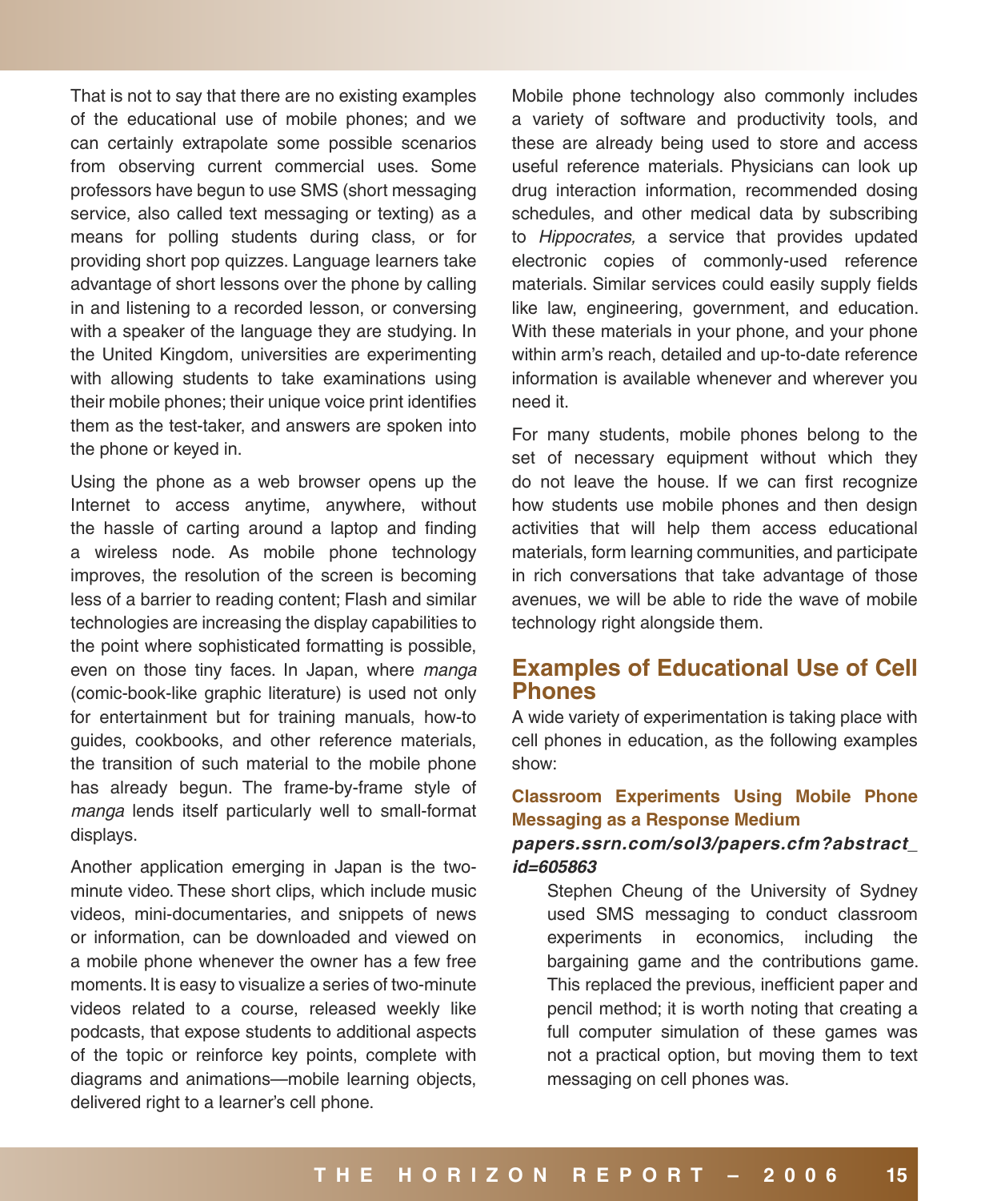That is not to say that there are no existing examples of the educational use of mobile phones; and we can certainly extrapolate some possible scenarios from observing current commercial uses. Some professors have begun to use SMS (short messaging service, also called text messaging or texting) as a means for polling students during class, or for providing short pop quizzes. Language learners take advantage of short lessons over the phone by calling in and listening to a recorded lesson, or conversing with a speaker of the language they are studying. In the United Kingdom, universities are experimenting with allowing students to take examinations using their mobile phones; their unique voice print identifies them as the test-taker, and answers are spoken into the phone or keyed in.

Using the phone as a web browser opens up the Internet to access anytime, anywhere, without the hassle of carting around a laptop and finding a wireless node. As mobile phone technology improves, the resolution of the screen is becoming less of a barrier to reading content; Flash and similar technologies are increasing the display capabilities to the point where sophisticated formatting is possible, even on those tiny faces. In Japan, where *manga* (comic-book-like graphic literature) is used not only for entertainment but for training manuals, how-to guides, cookbooks, and other reference materials, the transition of such material to the mobile phone has already begun. The frame-by-frame style of *manga* lends itself particularly well to small-format displays.

Another application emerging in Japan is the two-minute video. These short clips, which include music videos, mini-documentaries, and snippets of news or information, can be downloaded and viewed on a mobile phone whenever the owner has a few free moments. It is easy to visualize a series of two-minute videos related to a course, released weekly like podcasts, that expose students to additional aspects of the topic or reinforce key points, complete with diagrams and animations—mobile learning objects, delivered right to a learner's cell phone.

Mobile phone technology also commonly includes a variety of software and productivity tools, and these are already being used to store and access useful reference materials. Physicians can look up drug interaction information, recommended dosing schedules, and other medical data by subscribing to *Hippocrates,* a service that provides updated electronic copies of commonly-used reference materials. Similar services could easily supply fields like law, engineering, government, and education. With these materials in your phone, and your phone within arm's reach, detailed and up-to-date reference information is available whenever and wherever you need it.

For many students, mobile phones belong to the set of necessary equipment without which they do not leave the house. If we can first recognize how students use mobile phones and then design activities that will help them access educational materials, form learning communities, and participate in rich conversations that take advantage of those avenues, we will be able to ride the wave of mobile technology right alongside them.

## Examples of Educational Use of Cell Phones

A wide variety of experimentation is taking place with cell phones in education, as the following examples show:

**Classroom Experiments Using Mobile Phone Messaging as a Response Medium**

***papers.ssrn.com/sol3/papers.cfm?abstract_id=605863***

Stephen Cheung of the University of Sydney used SMS messaging to conduct classroom experiments in economics, including the bargaining game and the contributions game. This replaced the previous, inefficient paper and pencil method; it is worth noting that creating a full computer simulation of these games was not a practical option, but moving them to text messaging on cell phones was.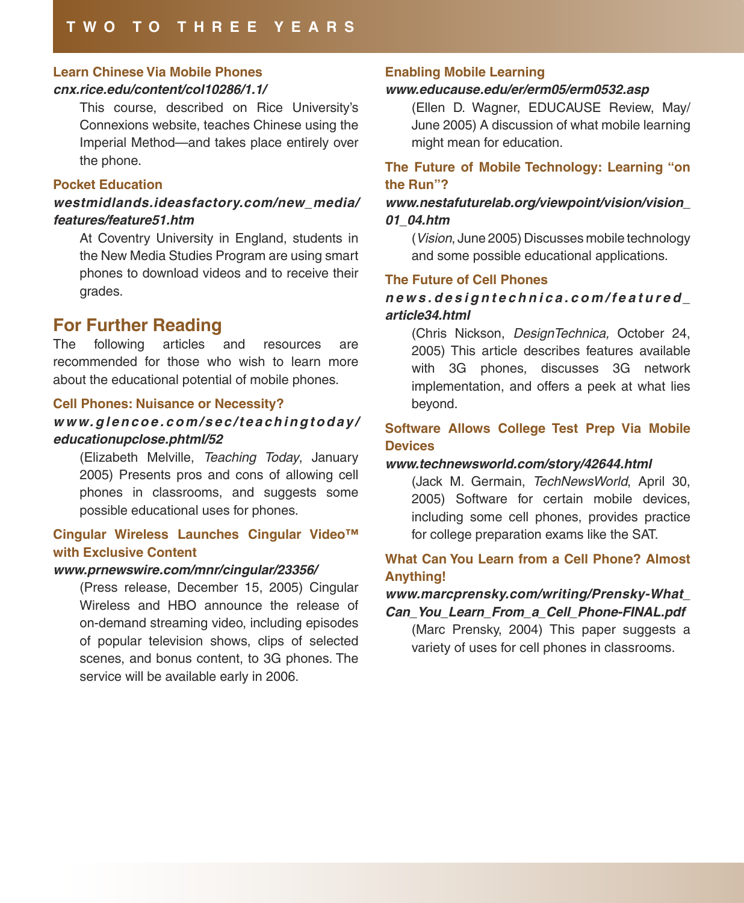**Learn Chinese Via Mobile Phones**

***cnx.rice.edu/content/col10286/1.1/***

This course, described on Rice University's Connexions website, teaches Chinese using the Imperial Method—and takes place entirely over the phone.

**Pocket Education**

***westmidlands.ideasfactory.com/new_media/features/feature51.htm***

At Coventry University in England, students in the New Media Studies Program are using smart phones to download videos and to receive their grades.

## For Further Reading

The following articles and resources are recommended for those who wish to learn more about the educational potential of mobile phones.

**Cell Phones: Nuisance or Necessity?**

***www.glencoe.com/sec/teachingtoday/educationupclose.phtml/52***

(Elizabeth Melville, *Teaching Today*, January 2005) Presents pros and cons of allowing cell phones in classrooms, and suggests some possible educational uses for phones.

**Cingular Wireless Launches Cingular Video™ with Exclusive Content**

***www.prnewswire.com/mnr/cingular/23356/***

(Press release, December 15, 2005) Cingular Wireless and HBO announce the release of on-demand streaming video, including episodes of popular television shows, clips of selected scenes, and bonus content, to 3G phones. The service will be available early in 2006.

**Enabling Mobile Learning**

***www.educause.edu/er/erm05/erm0532.asp***

(Ellen D. Wagner, EDUCAUSE Review, May/June 2005) A discussion of what mobile learning might mean for education.

**The Future of Mobile Technology: Learning "on the Run"?**

***www.nestafuturelab.org/viewpoint/vision/vision_01_04.htm***

(*Vision*, June 2005) Discusses mobile technology and some possible educational applications.

**The Future of Cell Phones**

***news.designtechnica.com/featured_article34.html***

(Chris Nickson, *DesignTechnica,* October 24, 2005) This article describes features available with 3G phones, discusses 3G network implementation, and offers a peek at what lies beyond.

**Software Allows College Test Prep Via Mobile Devices**

***www.technewsworld.com/story/42644.html***

(Jack M. Germain, *TechNewsWorld*, April 30, 2005) Software for certain mobile devices, including some cell phones, provides practice for college preparation exams like the SAT.

**What Can You Learn from a Cell Phone? Almost Anything!**

***www.marcprensky.com/writing/Prensky-What_Can_You_Learn_From_a_Cell_Phone-FINAL.pdf***

(Marc Prensky, 2004) This paper suggests a variety of uses for cell phones in classrooms.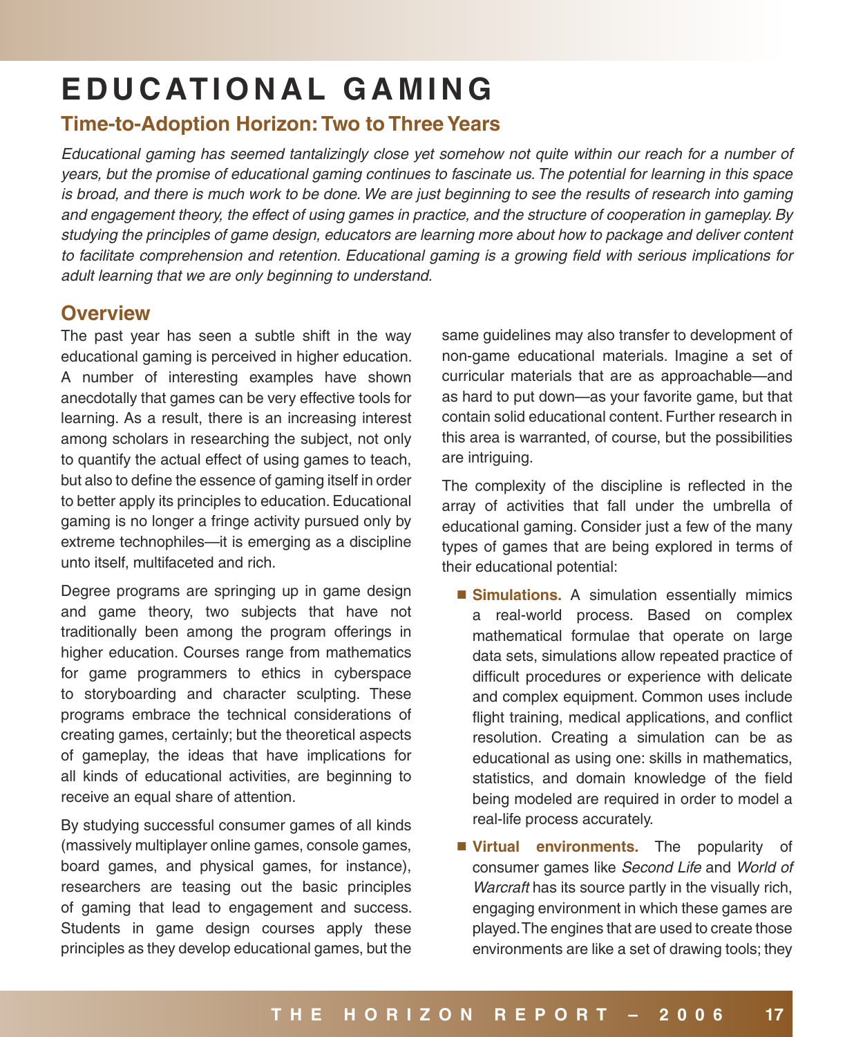# EDUCATIONAL GAMING

## Time-to-Adoption Horizon: Two to Three Years

*Educational gaming has seemed tantalizingly close yet somehow not quite within our reach for a number of years, but the promise of educational gaming continues to fascinate us. The potential for learning in this space is broad, and there is much work to be done. We are just beginning to see the results of research into gaming and engagement theory, the effect of using games in practice, and the structure of cooperation in gameplay. By studying the principles of game design, educators are learning more about how to package and deliver content to facilitate comprehension and retention. Educational gaming is a growing field with serious implications for adult learning that we are only beginning to understand.*

## Overview

The past year has seen a subtle shift in the way educational gaming is perceived in higher education. A number of interesting examples have shown anecdotally that games can be very effective tools for learning. As a result, there is an increasing interest among scholars in researching the subject, not only to quantify the actual effect of using games to teach, but also to define the essence of gaming itself in order to better apply its principles to education. Educational gaming is no longer a fringe activity pursued only by extreme technophiles—it is emerging as a discipline unto itself, multifaceted and rich.

Degree programs are springing up in game design and game theory, two subjects that have not traditionally been among the program offerings in higher education. Courses range from mathematics for game programmers to ethics in cyberspace to storyboarding and character sculpting. These programs embrace the technical considerations of creating games, certainly; but the theoretical aspects of gameplay, the ideas that have implications for all kinds of educational activities, are beginning to receive an equal share of attention.

By studying successful consumer games of all kinds (massively multiplayer online games, console games, board games, and physical games, for instance), researchers are teasing out the basic principles of gaming that lead to engagement and success. Students in game design courses apply these principles as they develop educational games, but the same guidelines may also transfer to development of non-game educational materials. Imagine a set of curricular materials that are as approachable—and as hard to put down—as your favorite game, but that contain solid educational content. Further research in this area is warranted, of course, but the possibilities are intriguing.

The complexity of the discipline is reflected in the array of activities that fall under the umbrella of educational gaming. Consider just a few of the many types of games that are being explored in terms of their educational potential:

- **Simulations.** A simulation essentially mimics a real-world process. Based on complex mathematical formulae that operate on large data sets, simulations allow repeated practice of difficult procedures or experience with delicate and complex equipment. Common uses include flight training, medical applications, and conflict resolution. Creating a simulation can be as educational as using one: skills in mathematics, statistics, and domain knowledge of the field being modeled are required in order to model a real-life process accurately.
- **Virtual environments.** The popularity of consumer games like *Second Life* and *World of Warcraft* has its source partly in the visually rich, engaging environment in which these games are played. The engines that are used to create those environments are like a set of drawing tools; they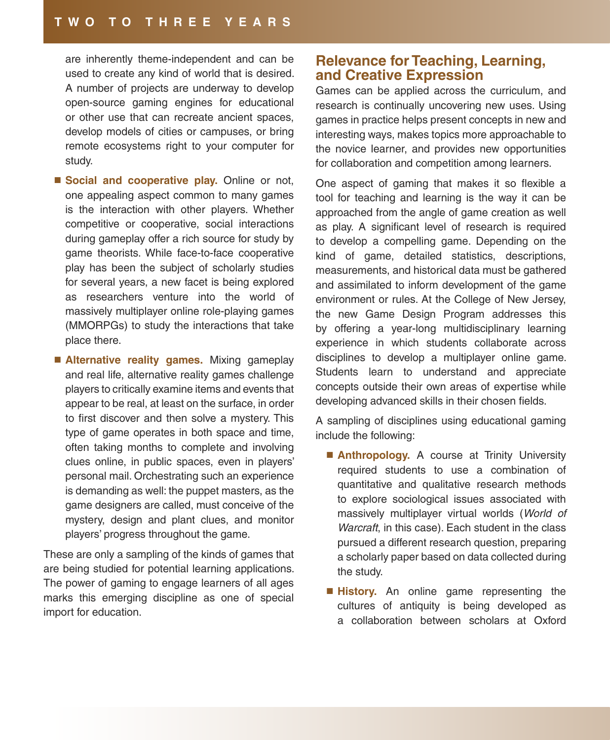are inherently theme-independent and can be used to create any kind of world that is desired. A number of projects are underway to develop open-source gaming engines for educational or other use that can recreate ancient spaces, develop models of cities or campuses, or bring remote ecosystems right to your computer for study.

- **Social and cooperative play.** Online or not, one appealing aspect common to many games is the interaction with other players. Whether competitive or cooperative, social interactions during gameplay offer a rich source for study by game theorists. While face-to-face cooperative play has been the subject of scholarly studies for several years, a new facet is being explored as researchers venture into the world of massively multiplayer online role-playing games (MMORPGs) to study the interactions that take place there.
- **Alternative reality games.** Mixing gameplay and real life, alternative reality games challenge players to critically examine items and events that appear to be real, at least on the surface, in order to first discover and then solve a mystery. This type of game operates in both space and time, often taking months to complete and involving clues online, in public spaces, even in players' personal mail. Orchestrating such an experience is demanding as well: the puppet masters, as the game designers are called, must conceive of the mystery, design and plant clues, and monitor players' progress throughout the game.

These are only a sampling of the kinds of games that are being studied for potential learning applications. The power of gaming to engage learners of all ages marks this emerging discipline as one of special import for education.

## Relevance for Teaching, Learning, and Creative Expression

Games can be applied across the curriculum, and research is continually uncovering new uses. Using games in practice helps present concepts in new and interesting ways, makes topics more approachable to the novice learner, and provides new opportunities for collaboration and competition among learners.

One aspect of gaming that makes it so flexible a tool for teaching and learning is the way it can be approached from the angle of game creation as well as play. A significant level of research is required to develop a compelling game. Depending on the kind of game, detailed statistics, descriptions, measurements, and historical data must be gathered and assimilated to inform development of the game environment or rules. At the College of New Jersey, the new Game Design Program addresses this by offering a year-long multidisciplinary learning experience in which students collaborate across disciplines to develop a multiplayer online game. Students learn to understand and appreciate concepts outside their own areas of expertise while developing advanced skills in their chosen fields.

A sampling of disciplines using educational gaming include the following:

- **Anthropology.** A course at Trinity University required students to use a combination of quantitative and qualitative research methods to explore sociological issues associated with massively multiplayer virtual worlds (*World of Warcraft*, in this case). Each student in the class pursued a different research question, preparing a scholarly paper based on data collected during the study.
- **History.** An online game representing the cultures of antiquity is being developed as a collaboration between scholars at Oxford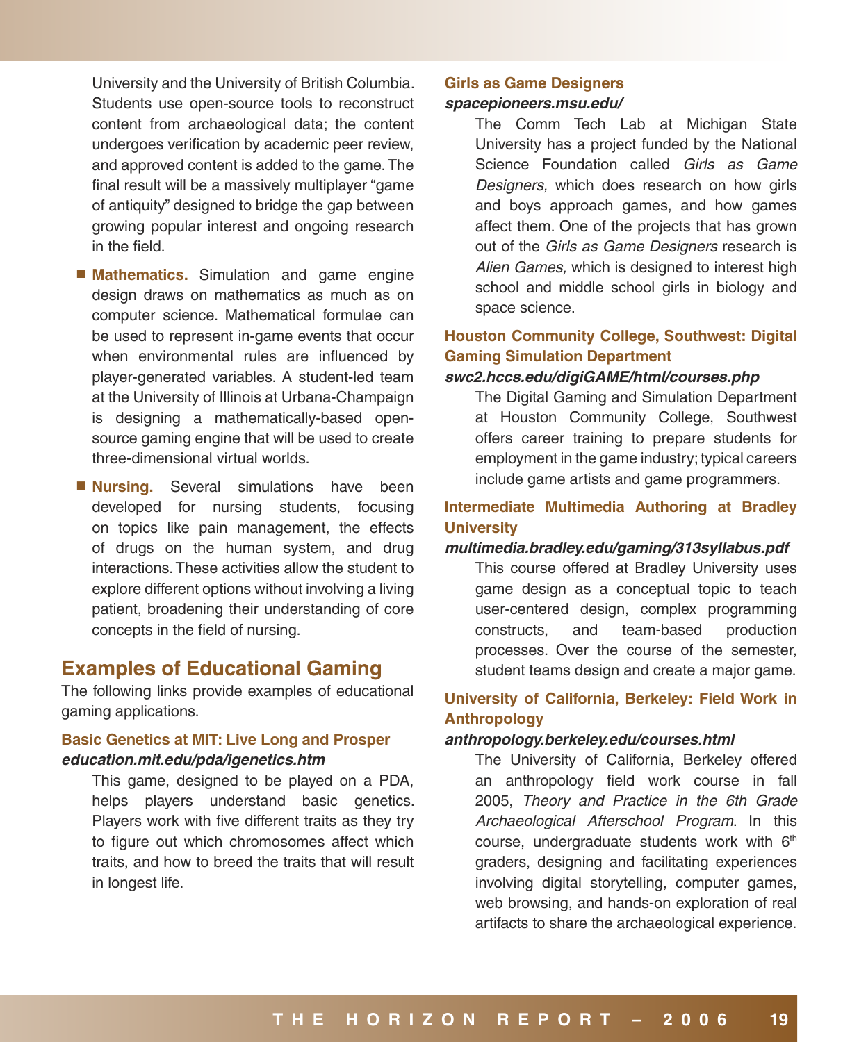University and the University of British Columbia. Students use open-source tools to reconstruct content from archaeological data; the content undergoes verification by academic peer review, and approved content is added to the game. The final result will be a massively multiplayer "game of antiquity" designed to bridge the gap between growing popular interest and ongoing research in the field.

- **Mathematics.** Simulation and game engine design draws on mathematics as much as on computer science. Mathematical formulae can be used to represent in-game events that occur when environmental rules are influenced by player-generated variables. A student-led team at the University of Illinois at Urbana-Champaign is designing a mathematically-based open-source gaming engine that will be used to create three-dimensional virtual worlds.
- **Nursing.** Several simulations have been developed for nursing students, focusing on topics like pain management, the effects of drugs on the human system, and drug interactions. These activities allow the student to explore different options without involving a living patient, broadening their understanding of core concepts in the field of nursing.

## Examples of Educational Gaming

The following links provide examples of educational gaming applications.

### Basic Genetics at MIT: Live Long and Prosper

***education.mit.edu/pda/igenetics.htm***

This game, designed to be played on a PDA, helps players understand basic genetics. Players work with five different traits as they try to figure out which chromosomes affect which traits, and how to breed the traits that will result in longest life.

### Girls as Game Designers

***spacepioneers.msu.edu/***

The Comm Tech Lab at Michigan State University has a project funded by the National Science Foundation called *Girls as Game Designers,* which does research on how girls and boys approach games, and how games affect them. One of the projects that has grown out of the *Girls as Game Designers* research is *Alien Games,* which is designed to interest high school and middle school girls in biology and space science.

### Houston Community College, Southwest: Digital Gaming Simulation Department

***swc2.hccs.edu/digiGAME/html/courses.php***

The Digital Gaming and Simulation Department at Houston Community College, Southwest offers career training to prepare students for employment in the game industry; typical careers include game artists and game programmers.

### Intermediate Multimedia Authoring at Bradley University

***multimedia.bradley.edu/gaming/313syllabus.pdf***

This course offered at Bradley University uses game design as a conceptual topic to teach user-centered design, complex programming constructs, and team-based production processes. Over the course of the semester, student teams design and create a major game.

### University of California, Berkeley: Field Work in Anthropology

***anthropology.berkeley.edu/courses.html***

The University of California, Berkeley offered an anthropology field work course in fall 2005, *Theory and Practice in the 6th Grade Archaeological Afterschool Program*. In this course, undergraduate students work with 6th graders, designing and facilitating experiences involving digital storytelling, computer games, web browsing, and hands-on exploration of real artifacts to share the archaeological experience.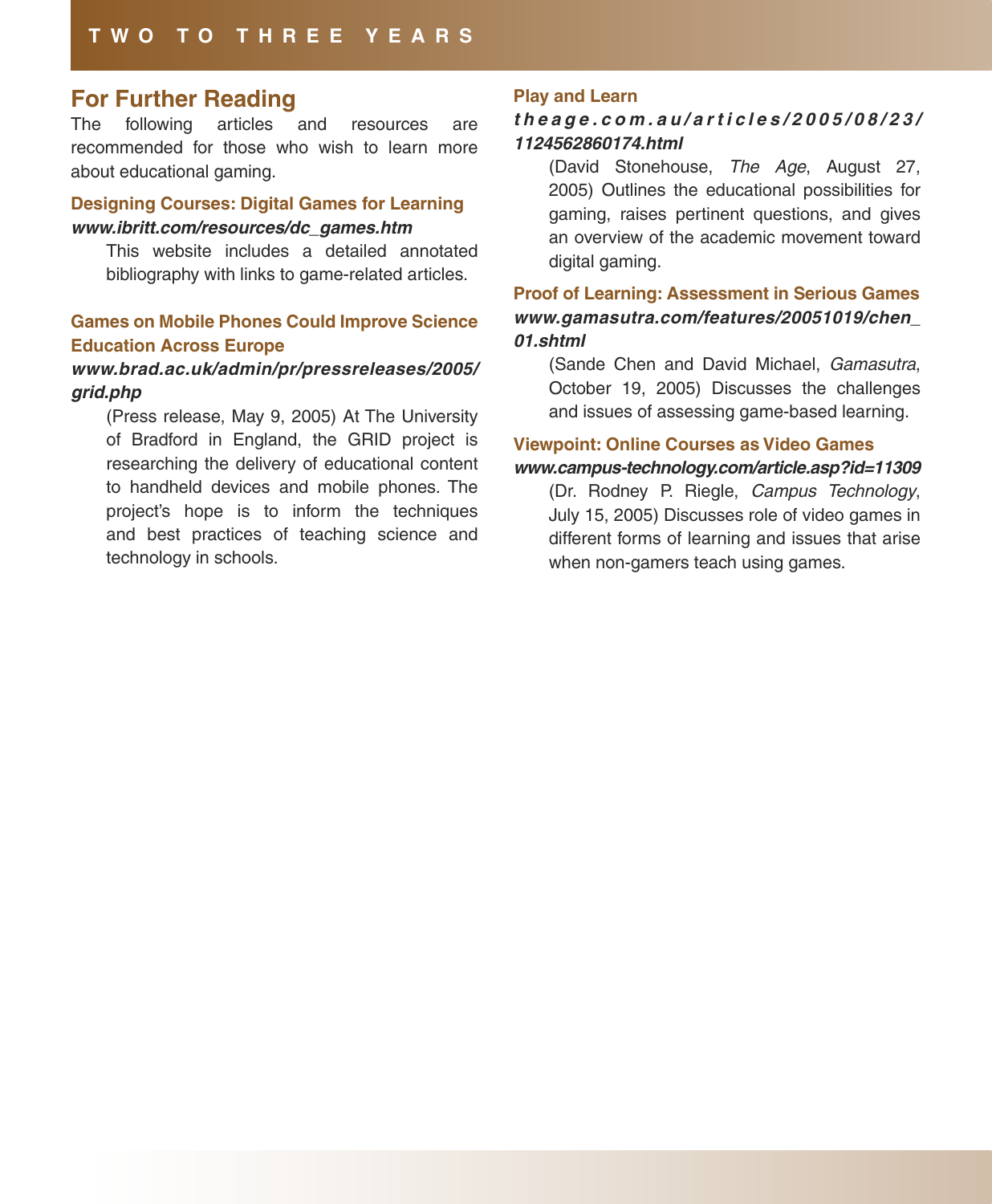## For Further Reading

The following articles and resources are recommended for those who wish to learn more about educational gaming.

### Designing Courses: Digital Games for Learning

***www.ibritt.com/resources/dc_games.htm***

This website includes a detailed annotated bibliography with links to game-related articles.

### Games on Mobile Phones Could Improve Science Education Across Europe

***www.brad.ac.uk/admin/pr/pressreleases/2005/grid.php***

(Press release, May 9, 2005) At The University of Bradford in England, the GRID project is researching the delivery of educational content to handheld devices and mobile phones. The project's hope is to inform the techniques and best practices of teaching science and technology in schools.

### Play and Learn

***theage.com.au/articles/2005/08/23/1124562860174.html***

(David Stonehouse, *The Age*, August 27, 2005) Outlines the educational possibilities for gaming, raises pertinent questions, and gives an overview of the academic movement toward digital gaming.

### Proof of Learning: Assessment in Serious Games

***www.gamasutra.com/features/20051019/chen_01.shtml***

(Sande Chen and David Michael, *Gamasutra*, October 19, 2005) Discusses the challenges and issues of assessing game-based learning.

### Viewpoint: Online Courses as Video Games

***www.campus-technology.com/article.asp?id=11309***

(Dr. Rodney P. Riegle, *Campus Technology*, July 15, 2005) Discusses role of video games in different forms of learning and issues that arise when non-gamers teach using games.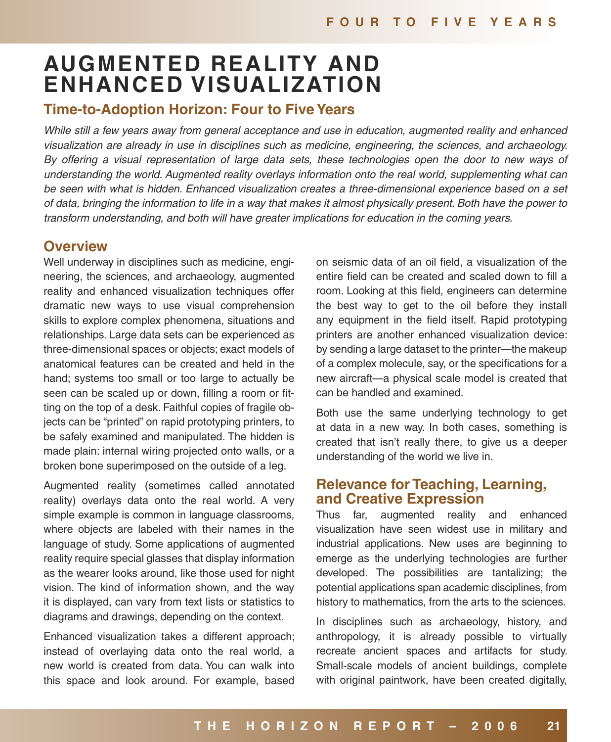# AUGMENTED REALITY AND ENHANCED VISUALIZATION

## Time-to-Adoption Horizon: Four to Five Years

*While still a few years away from general acceptance and use in education, augmented reality and enhanced visualization are already in use in disciplines such as medicine, engineering, the sciences, and archaeology. By offering a visual representation of large data sets, these technologies open the door to new ways of understanding the world. Augmented reality overlays information onto the real world, supplementing what can be seen with what is hidden. Enhanced visualization creates a three-dimensional experience based on a set of data, bringing the information to life in a way that makes it almost physically present. Both have the power to transform understanding, and both will have greater implications for education in the coming years.*

## Overview

Well underway in disciplines such as medicine, engineering, the sciences, and archaeology, augmented reality and enhanced visualization techniques offer dramatic new ways to use visual comprehension skills to explore complex phenomena, situations and relationships. Large data sets can be experienced as three-dimensional spaces or objects; exact models of anatomical features can be created and held in the hand; systems too small or too large to actually be seen can be scaled up or down, filling a room or fitting on the top of a desk. Faithful copies of fragile objects can be "printed" on rapid prototyping printers, to be safely examined and manipulated. The hidden is made plain: internal wiring projected onto walls, or a broken bone superimposed on the outside of a leg.

Augmented reality (sometimes called annotated reality) overlays data onto the real world. A very simple example is common in language classrooms, where objects are labeled with their names in the language of study. Some applications of augmented reality require special glasses that display information as the wearer looks around, like those used for night vision. The kind of information shown, and the way it is displayed, can vary from text lists or statistics to diagrams and drawings, depending on the context.

Enhanced visualization takes a different approach; instead of overlaying data onto the real world, a new world is created from data. You can walk into this space and look around. For example, based on seismic data of an oil field, a visualization of the entire field can be created and scaled down to fill a room. Looking at this field, engineers can determine the best way to get to the oil before they install any equipment in the field itself. Rapid prototyping printers are another enhanced visualization device: by sending a large dataset to the printer—the makeup of a complex molecule, say, or the specifications for a new aircraft—a physical scale model is created that can be handled and examined.

Both use the same underlying technology to get at data in a new way. In both cases, something is created that isn't really there, to give us a deeper understanding of the world we live in.

## Relevance for Teaching, Learning, and Creative Expression

Thus far, augmented reality and enhanced visualization have seen widest use in military and industrial applications. New uses are beginning to emerge as the underlying technologies are further developed. The possibilities are tantalizing; the potential applications span academic disciplines, from history to mathematics, from the arts to the sciences.

In disciplines such as archaeology, history, and anthropology, it is already possible to virtually recreate ancient spaces and artifacts for study. Small-scale models of ancient buildings, complete with original paintwork, have been created digitally,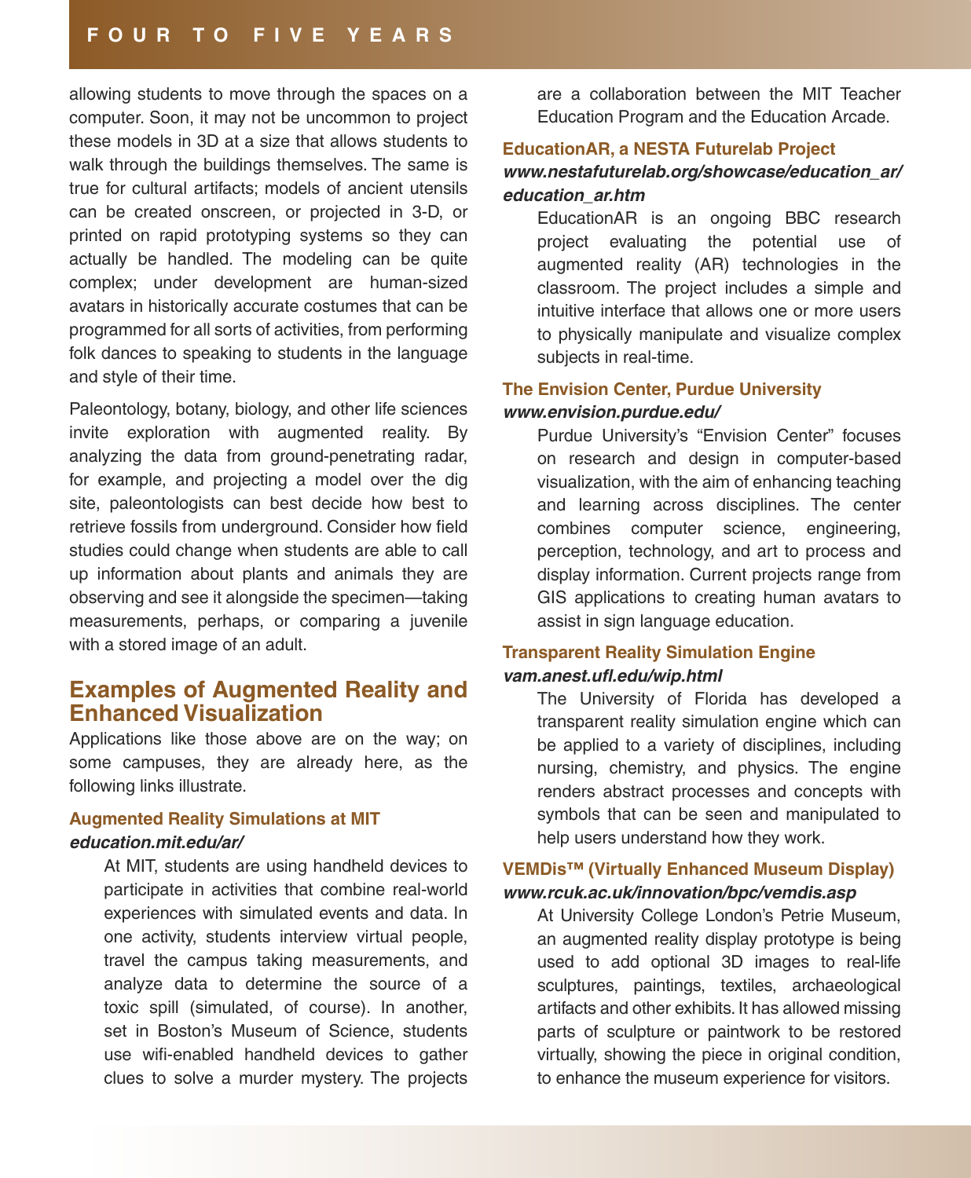allowing students to move through the spaces on a computer. Soon, it may not be uncommon to project these models in 3D at a size that allows students to walk through the buildings themselves. The same is true for cultural artifacts; models of ancient utensils can be created onscreen, or projected in 3-D, or printed on rapid prototyping systems so they can actually be handled. The modeling can be quite complex; under development are human-sized avatars in historically accurate costumes that can be programmed for all sorts of activities, from performing folk dances to speaking to students in the language and style of their time.

Paleontology, botany, biology, and other life sciences invite exploration with augmented reality. By analyzing the data from ground-penetrating radar, for example, and projecting a model over the dig site, paleontologists can best decide how best to retrieve fossils from underground. Consider how field studies could change when students are able to call up information about plants and animals they are observing and see it alongside the specimen—taking measurements, perhaps, or comparing a juvenile with a stored image of an adult.

## Examples of Augmented Reality and Enhanced Visualization

Applications like those above are on the way; on some campuses, they are already here, as the following links illustrate.

**Augmented Reality Simulations at MIT**
***education.mit.edu/ar/***

At MIT, students are using handheld devices to participate in activities that combine real-world experiences with simulated events and data. In one activity, students interview virtual people, travel the campus taking measurements, and analyze data to determine the source of a toxic spill (simulated, of course). In another, set in Boston's Museum of Science, students use wifi-enabled handheld devices to gather clues to solve a murder mystery. The projects are a collaboration between the MIT Teacher Education Program and the Education Arcade.

**EducationAR, a NESTA Futurelab Project**
***www.nestafuturelab.org/showcase/education_ar/education_ar.htm***

EducationAR is an ongoing BBC research project evaluating the potential use of augmented reality (AR) technologies in the classroom. The project includes a simple and intuitive interface that allows one or more users to physically manipulate and visualize complex subjects in real-time.

**The Envision Center, Purdue University**
***www.envision.purdue.edu/***

Purdue University's "Envision Center" focuses on research and design in computer-based visualization, with the aim of enhancing teaching and learning across disciplines. The center combines computer science, engineering, perception, technology, and art to process and display information. Current projects range from GIS applications to creating human avatars to assist in sign language education.

**Transparent Reality Simulation Engine**
***vam.anest.ufl.edu/wip.html***

The University of Florida has developed a transparent reality simulation engine which can be applied to a variety of disciplines, including nursing, chemistry, and physics. The engine renders abstract processes and concepts with symbols that can be seen and manipulated to help users understand how they work.

**VEMDis™ (Virtually Enhanced Museum Display)**
***www.rcuk.ac.uk/innovation/bpc/vemdis.asp***

At University College London's Petrie Museum, an augmented reality display prototype is being used to add optional 3D images to real-life sculptures, paintings, textiles, archaeological artifacts and other exhibits. It has allowed missing parts of sculpture or paintwork to be restored virtually, showing the piece in original condition, to enhance the museum experience for visitors.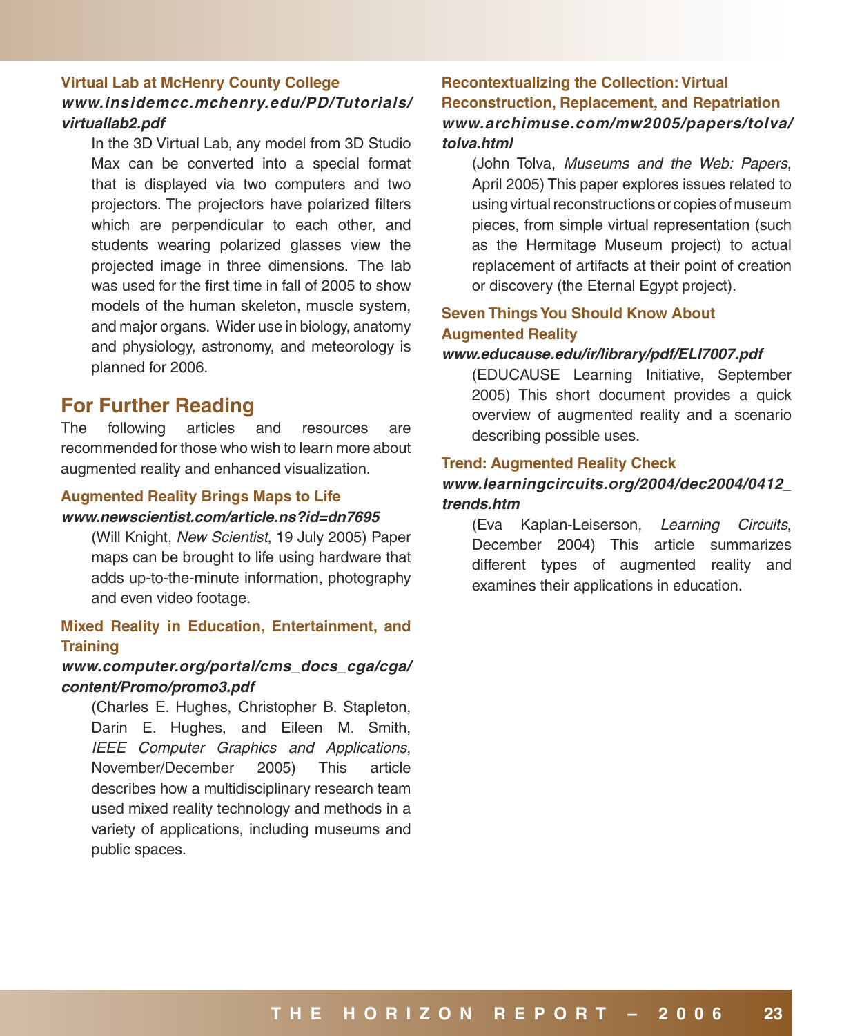**Virtual Lab at McHenry County College**
***www.insidemcc.mchenry.edu/PD/Tutorials/virtuallab2.pdf***

In the 3D Virtual Lab, any model from 3D Studio Max can be converted into a special format that is displayed via two computers and two projectors. The projectors have polarized filters which are perpendicular to each other, and students wearing polarized glasses view the projected image in three dimensions. The lab was used for the first time in fall of 2005 to show models of the human skeleton, muscle system, and major organs. Wider use in biology, anatomy and physiology, astronomy, and meteorology is planned for 2006.

## For Further Reading

The following articles and resources are recommended for those who wish to learn more about augmented reality and enhanced visualization.

**Augmented Reality Brings Maps to Life**
***www.newscientist.com/article.ns?id=dn7695***

(Will Knight, *New Scientist*, 19 July 2005) Paper maps can be brought to life using hardware that adds up-to-the-minute information, photography and even video footage.

**Mixed Reality in Education, Entertainment, and Training**
***www.computer.org/portal/cms_docs_cga/cga/content/Promo/promo3.pdf***

(Charles E. Hughes, Christopher B. Stapleton, Darin E. Hughes, and Eileen M. Smith, *IEEE Computer Graphics and Applications*, November/December 2005) This article describes how a multidisciplinary research team used mixed reality technology and methods in a variety of applications, including museums and public spaces.

**Recontextualizing the Collection: Virtual Reconstruction, Replacement, and Repatriation**
***www.archimuse.com/mw2005/papers/tolva/tolva.html***

(John Tolva, *Museums and the Web: Papers*, April 2005) This paper explores issues related to using virtual reconstructions or copies of museum pieces, from simple virtual representation (such as the Hermitage Museum project) to actual replacement of artifacts at their point of creation or discovery (the Eternal Egypt project).

**Seven Things You Should Know About Augmented Reality**
***www.educause.edu/ir/library/pdf/ELI7007.pdf***

(EDUCAUSE Learning Initiative, September 2005) This short document provides a quick overview of augmented reality and a scenario describing possible uses.

**Trend: Augmented Reality Check**
***www.learningcircuits.org/2004/dec2004/0412_trends.htm***

(Eva Kaplan-Leiserson, *Learning Circuits*, December 2004) This article summarizes different types of augmented reality and examines their applications in education.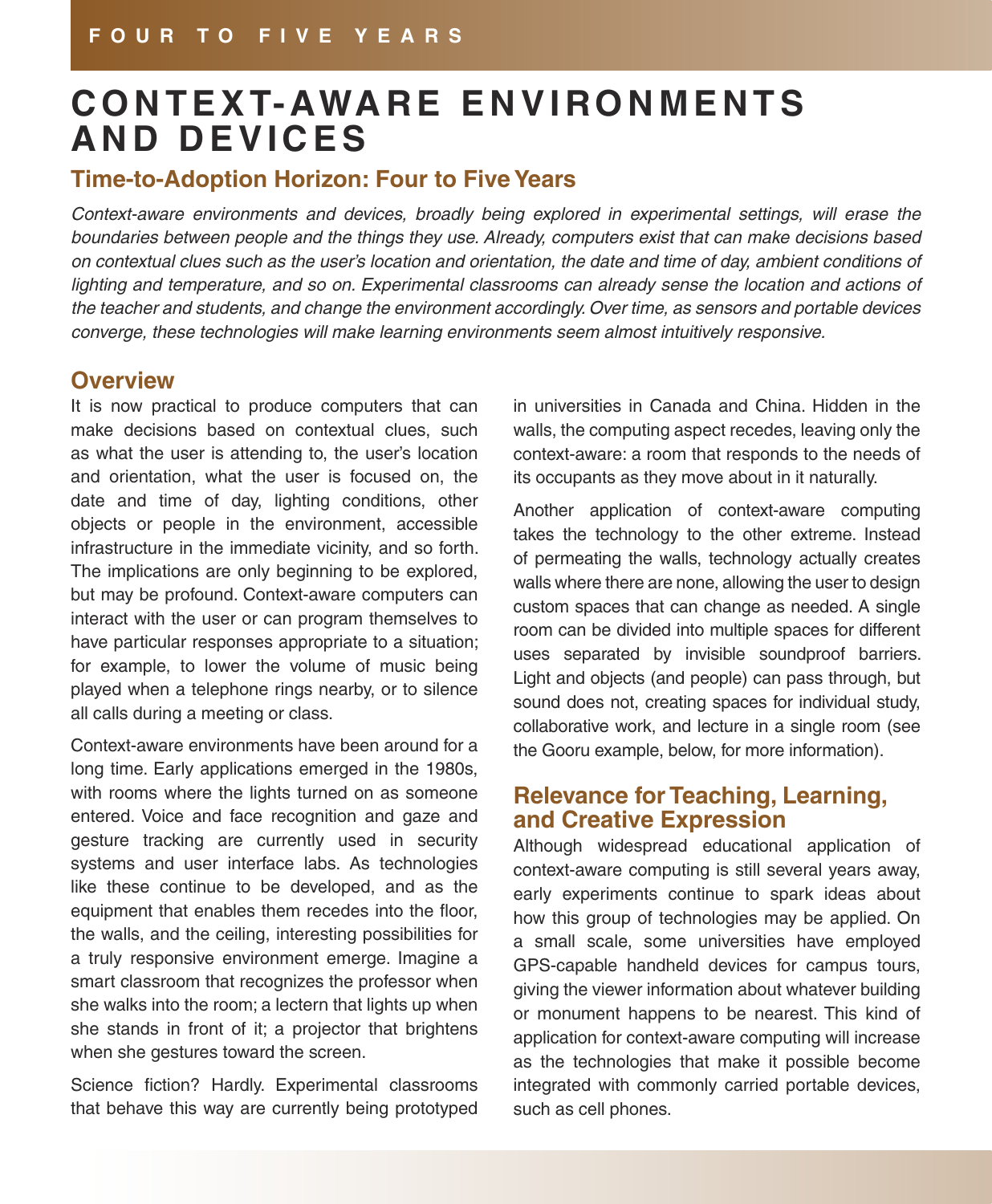# CONTEXT-AWARE ENVIRONMENTS AND DEVICES

## Time-to-Adoption Horizon: Four to Five Years

*Context-aware environments and devices, broadly being explored in experimental settings, will erase the boundaries between people and the things they use. Already, computers exist that can make decisions based on contextual clues such as the user's location and orientation, the date and time of day, ambient conditions of lighting and temperature, and so on. Experimental classrooms can already sense the location and actions of the teacher and students, and change the environment accordingly. Over time, as sensors and portable devices converge, these technologies will make learning environments seem almost intuitively responsive.*

### Overview

It is now practical to produce computers that can make decisions based on contextual clues, such as what the user is attending to, the user's location and orientation, what the user is focused on, the date and time of day, lighting conditions, other objects or people in the environment, accessible infrastructure in the immediate vicinity, and so forth. The implications are only beginning to be explored, but may be profound. Context-aware computers can interact with the user or can program themselves to have particular responses appropriate to a situation; for example, to lower the volume of music being played when a telephone rings nearby, or to silence all calls during a meeting or class.

Context-aware environments have been around for a long time. Early applications emerged in the 1980s, with rooms where the lights turned on as someone entered. Voice and face recognition and gaze and gesture tracking are currently used in security systems and user interface labs. As technologies like these continue to be developed, and as the equipment that enables them recedes into the floor, the walls, and the ceiling, interesting possibilities for a truly responsive environment emerge. Imagine a smart classroom that recognizes the professor when she walks into the room; a lectern that lights up when she stands in front of it; a projector that brightens when she gestures toward the screen.

Science fiction? Hardly. Experimental classrooms that behave this way are currently being prototyped in universities in Canada and China. Hidden in the walls, the computing aspect recedes, leaving only the context-aware: a room that responds to the needs of its occupants as they move about in it naturally.

Another application of context-aware computing takes the technology to the other extreme. Instead of permeating the walls, technology actually creates walls where there are none, allowing the user to design custom spaces that can change as needed. A single room can be divided into multiple spaces for different uses separated by invisible soundproof barriers. Light and objects (and people) can pass through, but sound does not, creating spaces for individual study, collaborative work, and lecture in a single room (see the Gooru example, below, for more information).

### Relevance for Teaching, Learning, and Creative Expression

Although widespread educational application of context-aware computing is still several years away, early experiments continue to spark ideas about how this group of technologies may be applied. On a small scale, some universities have employed GPS-capable handheld devices for campus tours, giving the viewer information about whatever building or monument happens to be nearest. This kind of application for context-aware computing will increase as the technologies that make it possible become integrated with commonly carried portable devices, such as cell phones.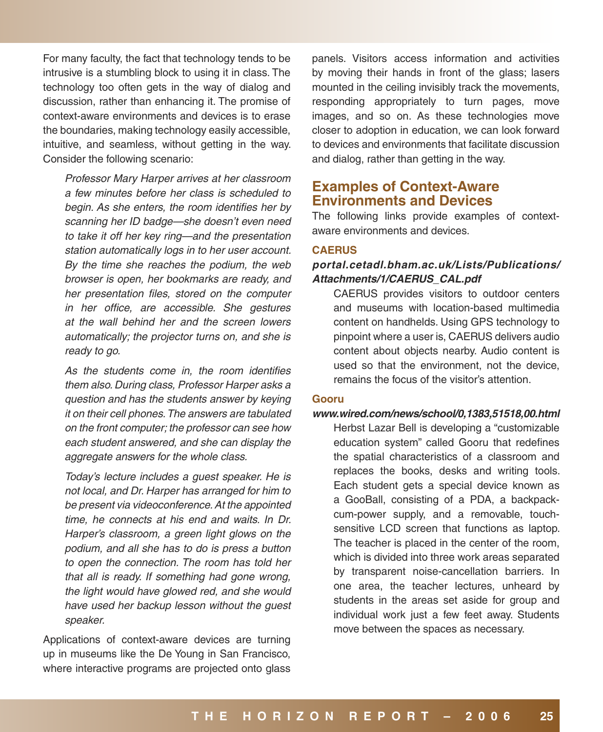For many faculty, the fact that technology tends to be intrusive is a stumbling block to using it in class. The technology too often gets in the way of dialog and discussion, rather than enhancing it. The promise of context-aware environments and devices is to erase the boundaries, making technology easily accessible, intuitive, and seamless, without getting in the way. Consider the following scenario:

> *Professor Mary Harper arrives at her classroom a few minutes before her class is scheduled to begin. As she enters, the room identifies her by scanning her ID badge—she doesn't even need to take it off her key ring—and the presentation station automatically logs in to her user account. By the time she reaches the podium, the web browser is open, her bookmarks are ready, and her presentation files, stored on the computer in her office, are accessible. She gestures at the wall behind her and the screen lowers automatically; the projector turns on, and she is ready to go.*
>
> *As the students come in, the room identifies them also. During class, Professor Harper asks a question and has the students answer by keying it on their cell phones. The answers are tabulated on the front computer; the professor can see how each student answered, and she can display the aggregate answers for the whole class.*
>
> *Today's lecture includes a guest speaker. He is not local, and Dr. Harper has arranged for him to be present via videoconference. At the appointed time, he connects at his end and waits. In Dr. Harper's classroom, a green light glows on the podium, and all she has to do is press a button to open the connection. The room has told her that all is ready. If something had gone wrong, the light would have glowed red, and she would have used her backup lesson without the guest speaker.*

Applications of context-aware devices are turning up in museums like the De Young in San Francisco, where interactive programs are projected onto glass panels. Visitors access information and activities by moving their hands in front of the glass; lasers mounted in the ceiling invisibly track the movements, responding appropriately to turn pages, move images, and so on. As these technologies move closer to adoption in education, we can look forward to devices and environments that facilitate discussion and dialog, rather than getting in the way.

## Examples of Context-Aware Environments and Devices

The following links provide examples of context-aware environments and devices.

### CAERUS

***portal.cetadl.bham.ac.uk/Lists/Publications/Attachments/1/CAERUS_CAL.pdf***

CAERUS provides visitors to outdoor centers and museums with location-based multimedia content on handhelds. Using GPS technology to pinpoint where a user is, CAERUS delivers audio content about objects nearby. Audio content is used so that the environment, not the device, remains the focus of the visitor's attention.

### Gooru

***www.wired.com/news/school/0,1383,51518,00.html***

Herbst Lazar Bell is developing a "customizable education system" called Gooru that redefines the spatial characteristics of a classroom and replaces the books, desks and writing tools. Each student gets a special device known as a GooBall, consisting of a PDA, a backpack-cum-power supply, and a removable, touch-sensitive LCD screen that functions as laptop. The teacher is placed in the center of the room, which is divided into three work areas separated by transparent noise-cancellation barriers. In one area, the teacher lectures, unheard by students in the areas set aside for group and individual work just a few feet away. Students move between the spaces as necessary.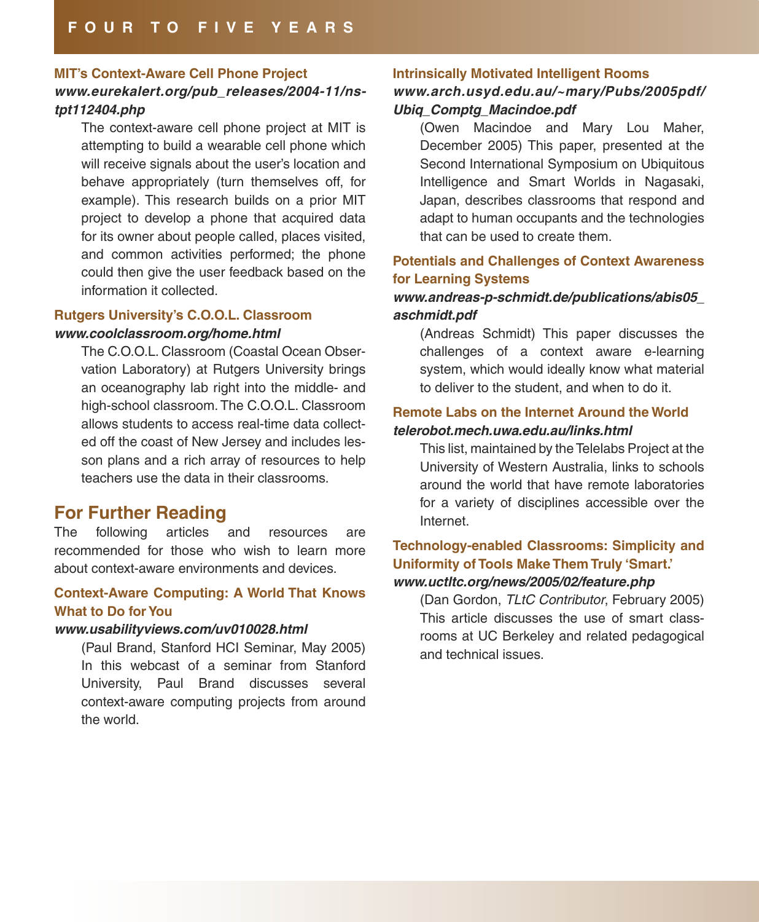### MIT's Context-Aware Cell Phone Project

***www.eurekalert.org/pub_releases/2004-11/ns-tpt112404.php***

The context-aware cell phone project at MIT is attempting to build a wearable cell phone which will receive signals about the user's location and behave appropriately (turn themselves off, for example). This research builds on a prior MIT project to develop a phone that acquired data for its owner about people called, places visited, and common activities performed; the phone could then give the user feedback based on the information it collected.

### Rutgers University's C.O.O.L. Classroom

***www.coolclassroom.org/home.html***

The C.O.O.L. Classroom (Coastal Ocean Observation Laboratory) at Rutgers University brings an oceanography lab right into the middle- and high-school classroom. The C.O.O.L. Classroom allows students to access real-time data collected off the coast of New Jersey and includes lesson plans and a rich array of resources to help teachers use the data in their classrooms.

## For Further Reading

The following articles and resources are recommended for those who wish to learn more about context-aware environments and devices.

### Context-Aware Computing: A World That Knows What to Do for You

***www.usabilityviews.com/uv010028.html***

(Paul Brand, Stanford HCI Seminar, May 2005) In this webcast of a seminar from Stanford University, Paul Brand discusses several context-aware computing projects from around the world.

### Intrinsically Motivated Intelligent Rooms

***www.arch.usyd.edu.au/~mary/Pubs/2005pdf/Ubiq_Comptg_Macindoe.pdf***

(Owen Macindoe and Mary Lou Maher, December 2005) This paper, presented at the Second International Symposium on Ubiquitous Intelligence and Smart Worlds in Nagasaki, Japan, describes classrooms that respond and adapt to human occupants and the technologies that can be used to create them.

### Potentials and Challenges of Context Awareness for Learning Systems

***www.andreas-p-schmidt.de/publications/abis05_aschmidt.pdf***

(Andreas Schmidt) This paper discusses the challenges of a context aware e-learning system, which would ideally know what material to deliver to the student, and when to do it.

### Remote Labs on the Internet Around the World

***telerobot.mech.uwa.edu.au/links.html***

This list, maintained by the Telelabs Project at the University of Western Australia, links to schools around the world that have remote laboratories for a variety of disciplines accessible over the Internet.

### Technology-enabled Classrooms: Simplicity and Uniformity of Tools Make Them Truly 'Smart.'

***www.uctltc.org/news/2005/02/feature.php***

(Dan Gordon, *TLtC Contributor*, February 2005) This article discusses the use of smart classrooms at UC Berkeley and related pedagogical and technical issues.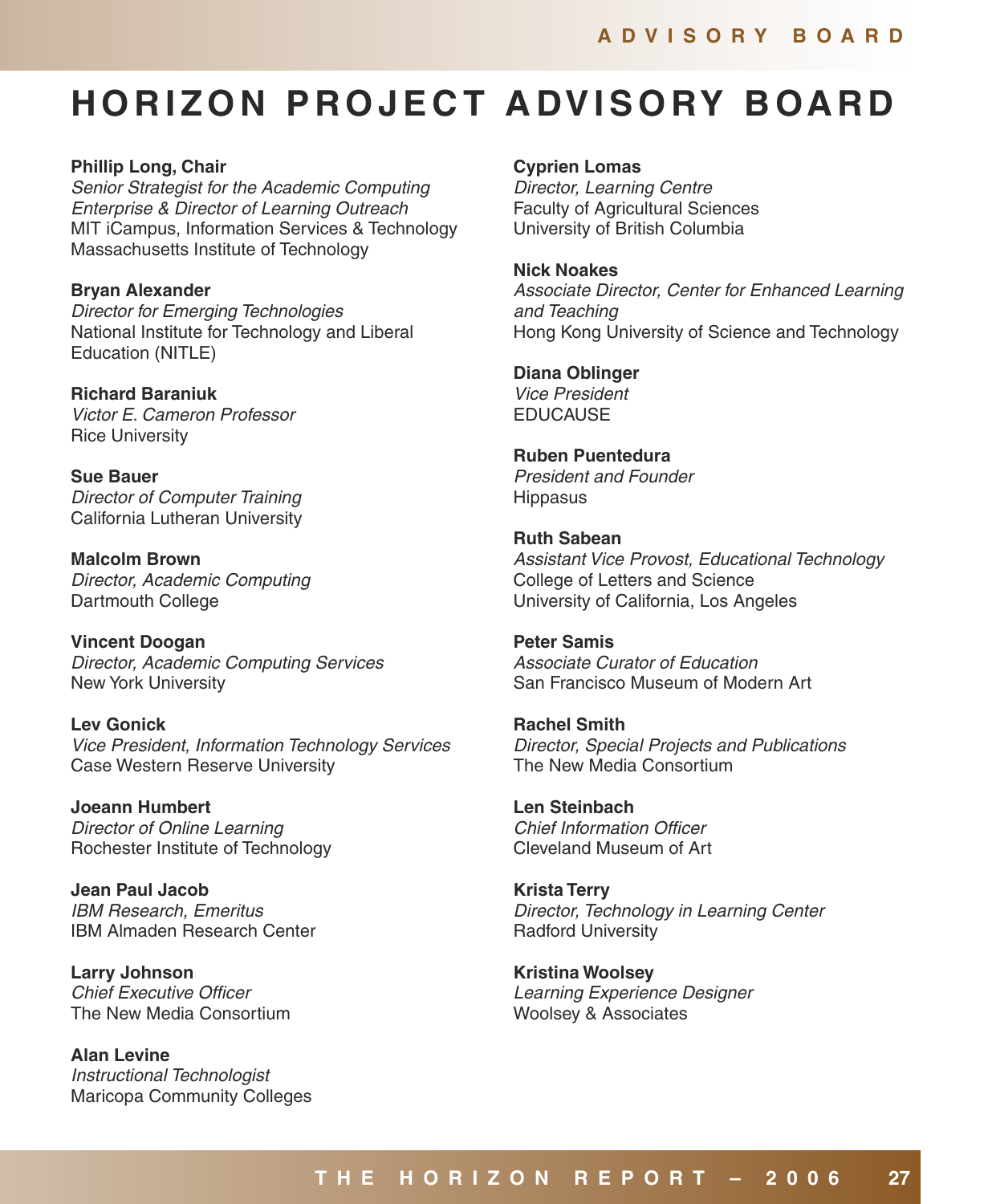# HORIZON PROJECT ADVISORY BOARD

**Phillip Long, Chair**
*Senior Strategist for the Academic Computing Enterprise & Director of Learning Outreach*
MIT iCampus, Information Services & Technology
Massachusetts Institute of Technology

**Bryan Alexander**
*Director for Emerging Technologies*
National Institute for Technology and Liberal Education (NITLE)

**Richard Baraniuk**
*Victor E. Cameron Professor*
Rice University

**Sue Bauer**
*Director of Computer Training*
California Lutheran University

**Malcolm Brown**
*Director, Academic Computing*
Dartmouth College

**Vincent Doogan**
*Director, Academic Computing Services*
New York University

**Lev Gonick**
*Vice President, Information Technology Services*
Case Western Reserve University

**Joeann Humbert**
*Director of Online Learning*
Rochester Institute of Technology

**Jean Paul Jacob**
*IBM Research, Emeritus*
IBM Almaden Research Center

**Larry Johnson**
*Chief Executive Officer*
The New Media Consortium

**Alan Levine**
*Instructional Technologist*
Maricopa Community Colleges

**Cyprien Lomas**
*Director, Learning Centre*
Faculty of Agricultural Sciences
University of British Columbia

**Nick Noakes**
*Associate Director, Center for Enhanced Learning and Teaching*
Hong Kong University of Science and Technology

**Diana Oblinger**
*Vice President*
EDUCAUSE

**Ruben Puentedura**
*President and Founder*
Hippasus

**Ruth Sabean**
*Assistant Vice Provost, Educational Technology*
College of Letters and Science
University of California, Los Angeles

**Peter Samis**
*Associate Curator of Education*
San Francisco Museum of Modern Art

**Rachel Smith**
*Director, Special Projects and Publications*
The New Media Consortium

**Len Steinbach**
*Chief Information Officer*
Cleveland Museum of Art

**Krista Terry**
*Director, Technology in Learning Center*
Radford University

**Kristina Woolsey**
*Learning Experience Designer*
Woolsey & Associates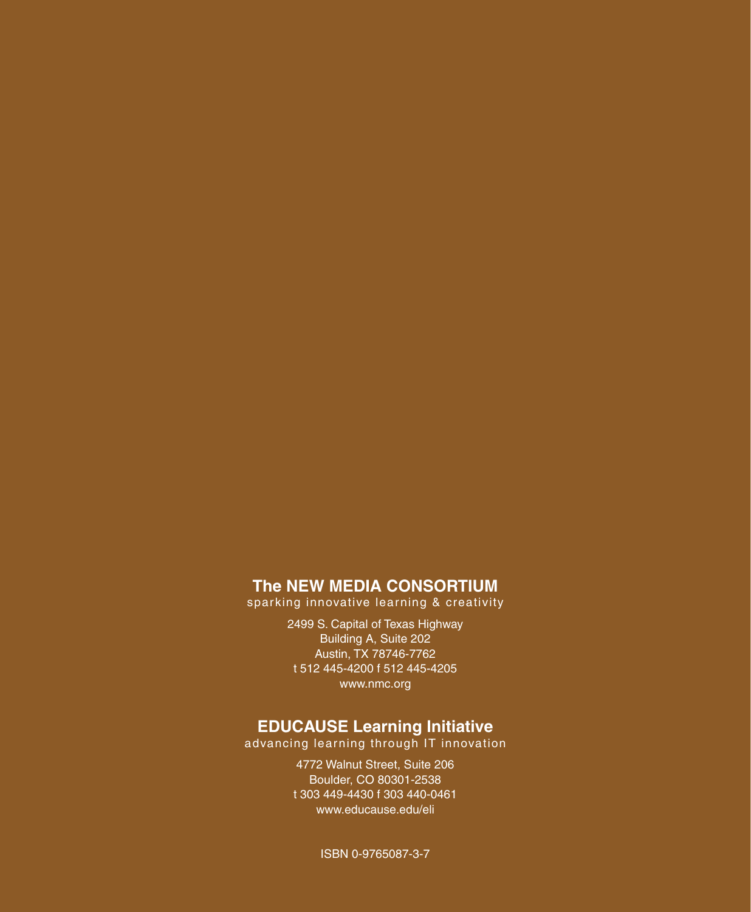**The NEW MEDIA CONSORTIUM**

sparking innovative learning & creativity

2499 S. Capital of Texas Highway
Building A, Suite 202
Austin, TX 78746-7762
t 512 445-4200 f 512 445-4205
www.nmc.org

**EDUCAUSE Learning Initiative**

advancing learning through IT innovation

4772 Walnut Street, Suite 206
Boulder, CO 80301-2538
t 303 449-4430 f 303 440-0461
www.educause.edu/eli

ISBN 0-9765087-3-7